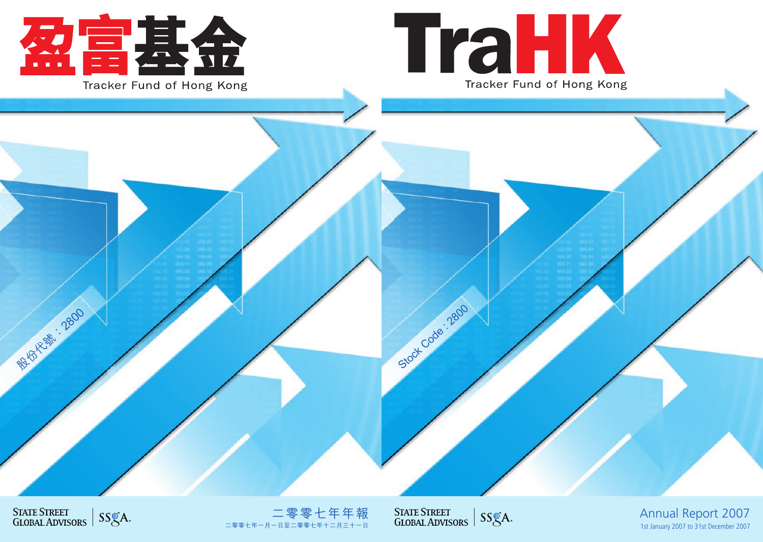# 盈富基金

Tracker Fund of Hong Kong

股份代號：2800

STATE STREET GLOBAL ADVISORS | SSgA

二零零七年年報

二零零七年一月一日至二零零七年十二月三十一日

# TraHK

Tracker Fund of Hong Kong

Stock Code : 2800

STATE STREET GLOBAL ADVISORS | SSgA

Annual Report 2007

1st January 2007 to 31st December 2007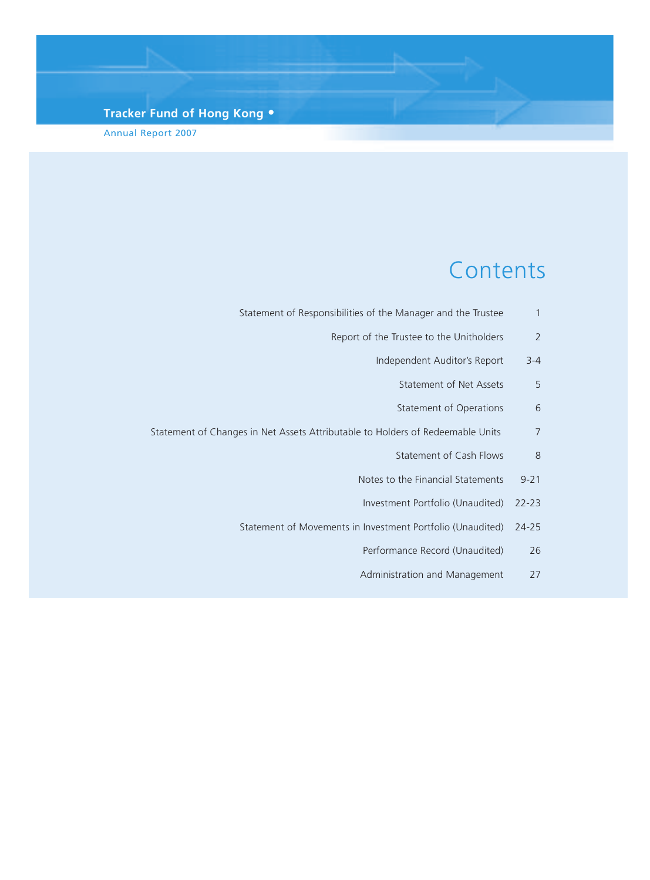Tracker Fund of Hong Kong •

Annual Report 2007

# Contents

| | |
|---|---|
| Statement of Responsibilities of the Manager and the Trustee | 1 |
| Report of the Trustee to the Unitholders | 2 |
| Independent Auditor's Report | 3-4 |
| Statement of Net Assets | 5 |
| Statement of Operations | 6 |
| Statement of Changes in Net Assets Attributable to Holders of Redeemable Units | 7 |
| Statement of Cash Flows | 8 |
| Notes to the Financial Statements | 9-21 |
| Investment Portfolio (Unaudited) | 22-23 |
| Statement of Movements in Investment Portfolio (Unaudited) | 24-25 |
| Performance Record (Unaudited) | 26 |
| Administration and Management | 27 |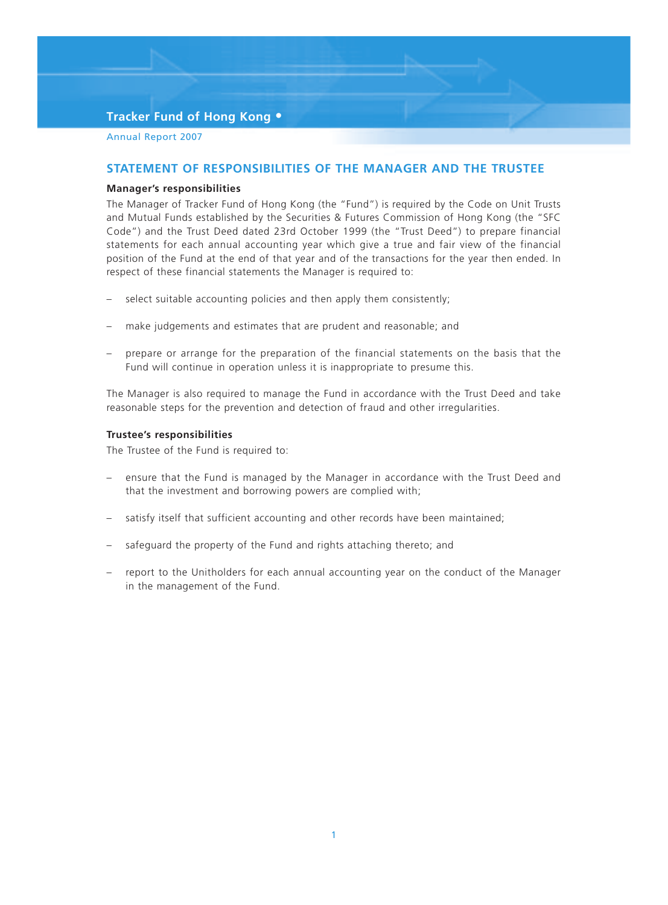## STATEMENT OF RESPONSIBILITIES OF THE MANAGER AND THE TRUSTEE

### Manager's responsibilities

The Manager of Tracker Fund of Hong Kong (the "Fund") is required by the Code on Unit Trusts and Mutual Funds established by the Securities & Futures Commission of Hong Kong (the "SFC Code") and the Trust Deed dated 23rd October 1999 (the "Trust Deed") to prepare financial statements for each annual accounting year which give a true and fair view of the financial position of the Fund at the end of that year and of the transactions for the year then ended. In respect of these financial statements the Manager is required to:

- select suitable accounting policies and then apply them consistently;
- make judgements and estimates that are prudent and reasonable; and
- prepare or arrange for the preparation of the financial statements on the basis that the Fund will continue in operation unless it is inappropriate to presume this.

The Manager is also required to manage the Fund in accordance with the Trust Deed and take reasonable steps for the prevention and detection of fraud and other irregularities.

### Trustee's responsibilities

The Trustee of the Fund is required to:

- ensure that the Fund is managed by the Manager in accordance with the Trust Deed and that the investment and borrowing powers are complied with;
- satisfy itself that sufficient accounting and other records have been maintained;
- safeguard the property of the Fund and rights attaching thereto; and
- report to the Unitholders for each annual accounting year on the conduct of the Manager in the management of the Fund.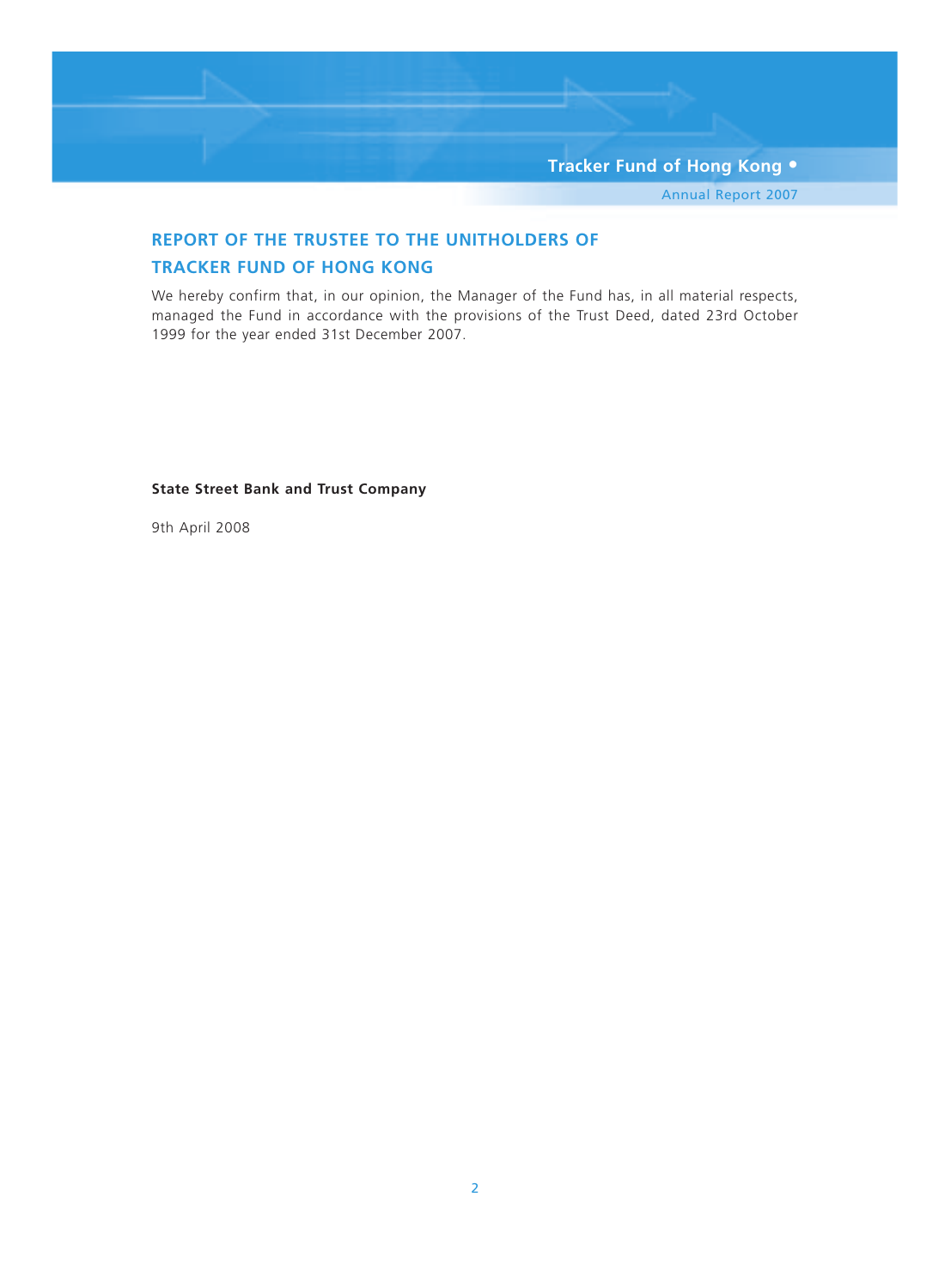## REPORT OF THE TRUSTEE TO THE UNITHOLDERS OF TRACKER FUND OF HONG KONG

We hereby confirm that, in our opinion, the Manager of the Fund has, in all material respects, managed the Fund in accordance with the provisions of the Trust Deed, dated 23rd October 1999 for the year ended 31st December 2007.

**State Street Bank and Trust Company**

9th April 2008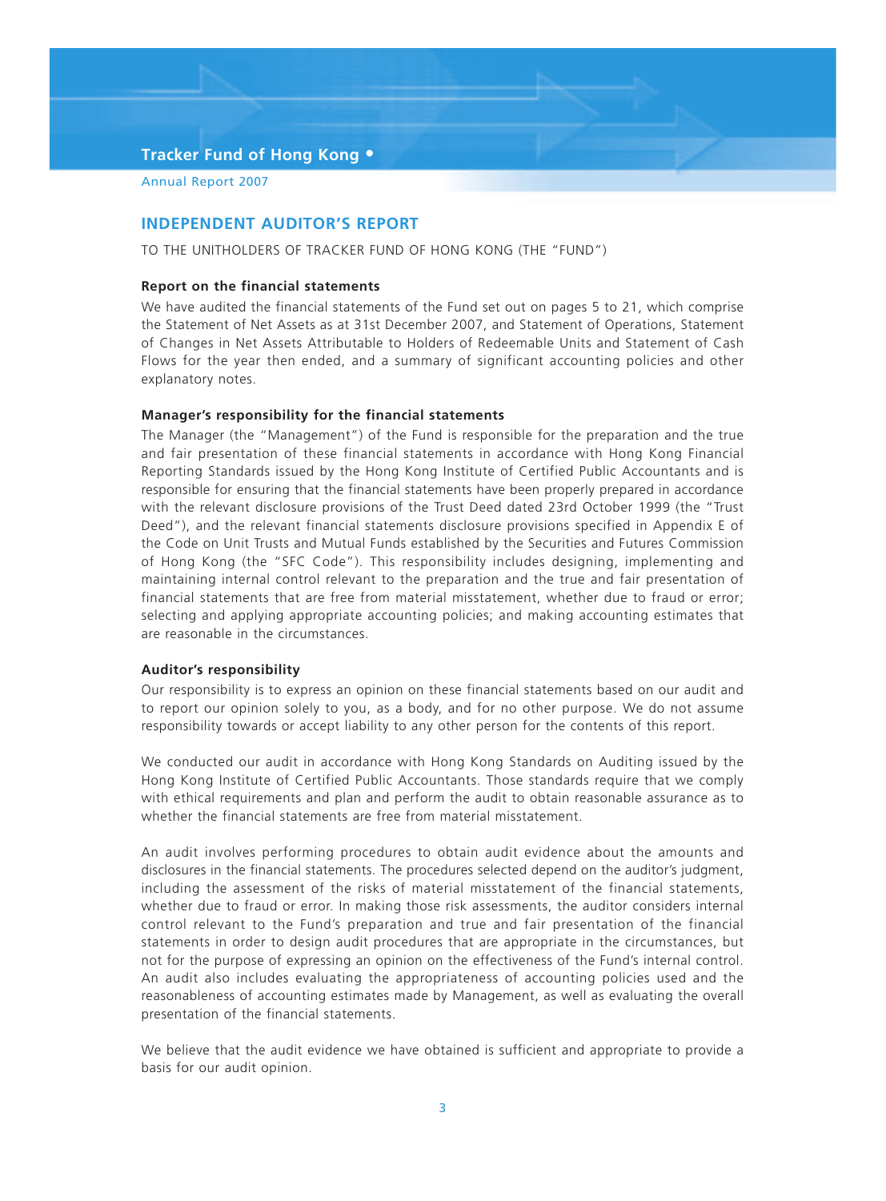## INDEPENDENT AUDITOR'S REPORT

TO THE UNITHOLDERS OF TRACKER FUND OF HONG KONG (THE "FUND")

**Report on the financial statements**

We have audited the financial statements of the Fund set out on pages 5 to 21, which comprise the Statement of Net Assets as at 31st December 2007, and Statement of Operations, Statement of Changes in Net Assets Attributable to Holders of Redeemable Units and Statement of Cash Flows for the year then ended, and a summary of significant accounting policies and other explanatory notes.

**Manager's responsibility for the financial statements**

The Manager (the "Management") of the Fund is responsible for the preparation and the true and fair presentation of these financial statements in accordance with Hong Kong Financial Reporting Standards issued by the Hong Kong Institute of Certified Public Accountants and is responsible for ensuring that the financial statements have been properly prepared in accordance with the relevant disclosure provisions of the Trust Deed dated 23rd October 1999 (the "Trust Deed"), and the relevant financial statements disclosure provisions specified in Appendix E of the Code on Unit Trusts and Mutual Funds established by the Securities and Futures Commission of Hong Kong (the "SFC Code"). This responsibility includes designing, implementing and maintaining internal control relevant to the preparation and the true and fair presentation of financial statements that are free from material misstatement, whether due to fraud or error; selecting and applying appropriate accounting policies; and making accounting estimates that are reasonable in the circumstances.

**Auditor's responsibility**

Our responsibility is to express an opinion on these financial statements based on our audit and to report our opinion solely to you, as a body, and for no other purpose. We do not assume responsibility towards or accept liability to any other person for the contents of this report.

We conducted our audit in accordance with Hong Kong Standards on Auditing issued by the Hong Kong Institute of Certified Public Accountants. Those standards require that we comply with ethical requirements and plan and perform the audit to obtain reasonable assurance as to whether the financial statements are free from material misstatement.

An audit involves performing procedures to obtain audit evidence about the amounts and disclosures in the financial statements. The procedures selected depend on the auditor's judgment, including the assessment of the risks of material misstatement of the financial statements, whether due to fraud or error. In making those risk assessments, the auditor considers internal control relevant to the Fund's preparation and true and fair presentation of the financial statements in order to design audit procedures that are appropriate in the circumstances, but not for the purpose of expressing an opinion on the effectiveness of the Fund's internal control. An audit also includes evaluating the appropriateness of accounting policies used and the reasonableness of accounting estimates made by Management, as well as evaluating the overall presentation of the financial statements.

We believe that the audit evidence we have obtained is sufficient and appropriate to provide a basis for our audit opinion.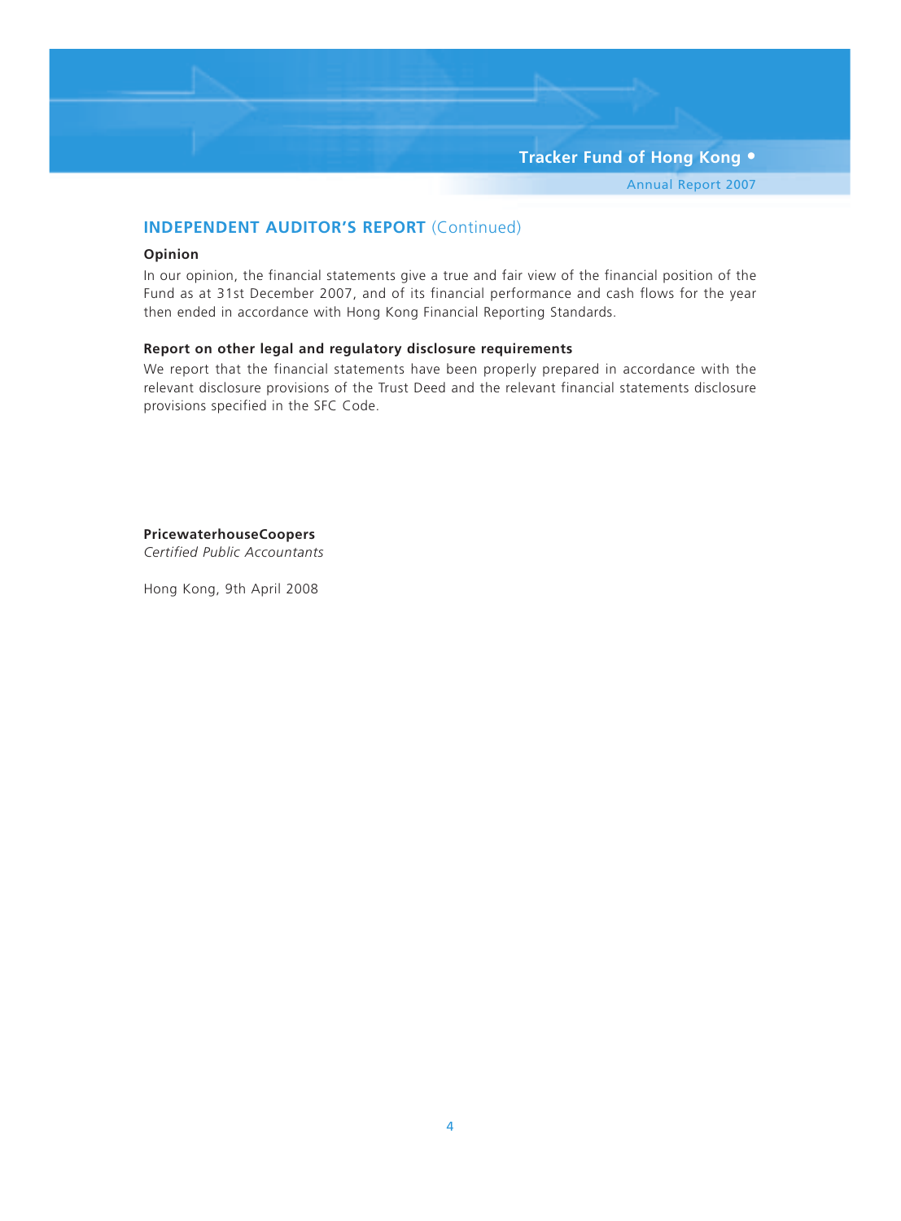## INDEPENDENT AUDITOR'S REPORT (Continued)

### Opinion

In our opinion, the financial statements give a true and fair view of the financial position of the Fund as at 31st December 2007, and of its financial performance and cash flows for the year then ended in accordance with Hong Kong Financial Reporting Standards.

### Report on other legal and regulatory disclosure requirements

We report that the financial statements have been properly prepared in accordance with the relevant disclosure provisions of the Trust Deed and the relevant financial statements disclosure provisions specified in the SFC Code.

**PricewaterhouseCoopers**
*Certified Public Accountants*

Hong Kong, 9th April 2008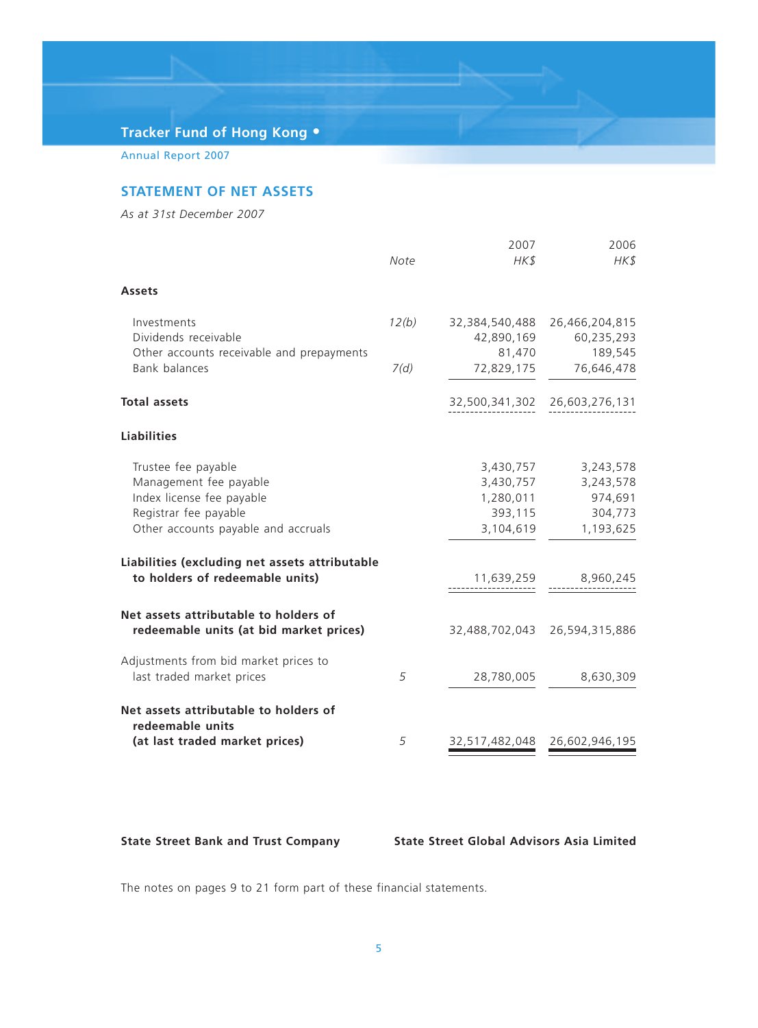## STATEMENT OF NET ASSETS

*As at 31st December 2007*

| | Note | 2007 HK$ | 2006 HK$ |
|---|---|---|---|
| **Assets** | | | |
| Investments | 12(b) | 32,384,540,488 | 26,466,204,815 |
| Dividends receivable | | 42,890,169 | 60,235,293 |
| Other accounts receivable and prepayments | | 81,470 | 189,545 |
| Bank balances | 7(d) | 72,829,175 | 76,646,478 |
| **Total assets** | | 32,500,341,302 | 26,603,276,131 |
| **Liabilities** | | | |
| Trustee fee payable | | 3,430,757 | 3,243,578 |
| Management fee payable | | 3,430,757 | 3,243,578 |
| Index license fee payable | | 1,280,011 | 974,691 |
| Registrar fee payable | | 393,115 | 304,773 |
| Other accounts payable and accruals | | 3,104,619 | 1,193,625 |
| **Liabilities (excluding net assets attributable to holders of redeemable units)** | | 11,639,259 | 8,960,245 |
| **Net assets attributable to holders of redeemable units (at bid market prices)** | | 32,488,702,043 | 26,594,315,886 |
| Adjustments from bid market prices to last traded market prices | 5 | 28,780,005 | 8,630,309 |
| **Net assets attributable to holders of redeemable units (at last traded market prices)** | 5 | 32,517,482,048 | 26,602,946,195 |

**State Street Bank and Trust Company** **State Street Global Advisors Asia Limited**

The notes on pages 9 to 21 form part of these financial statements.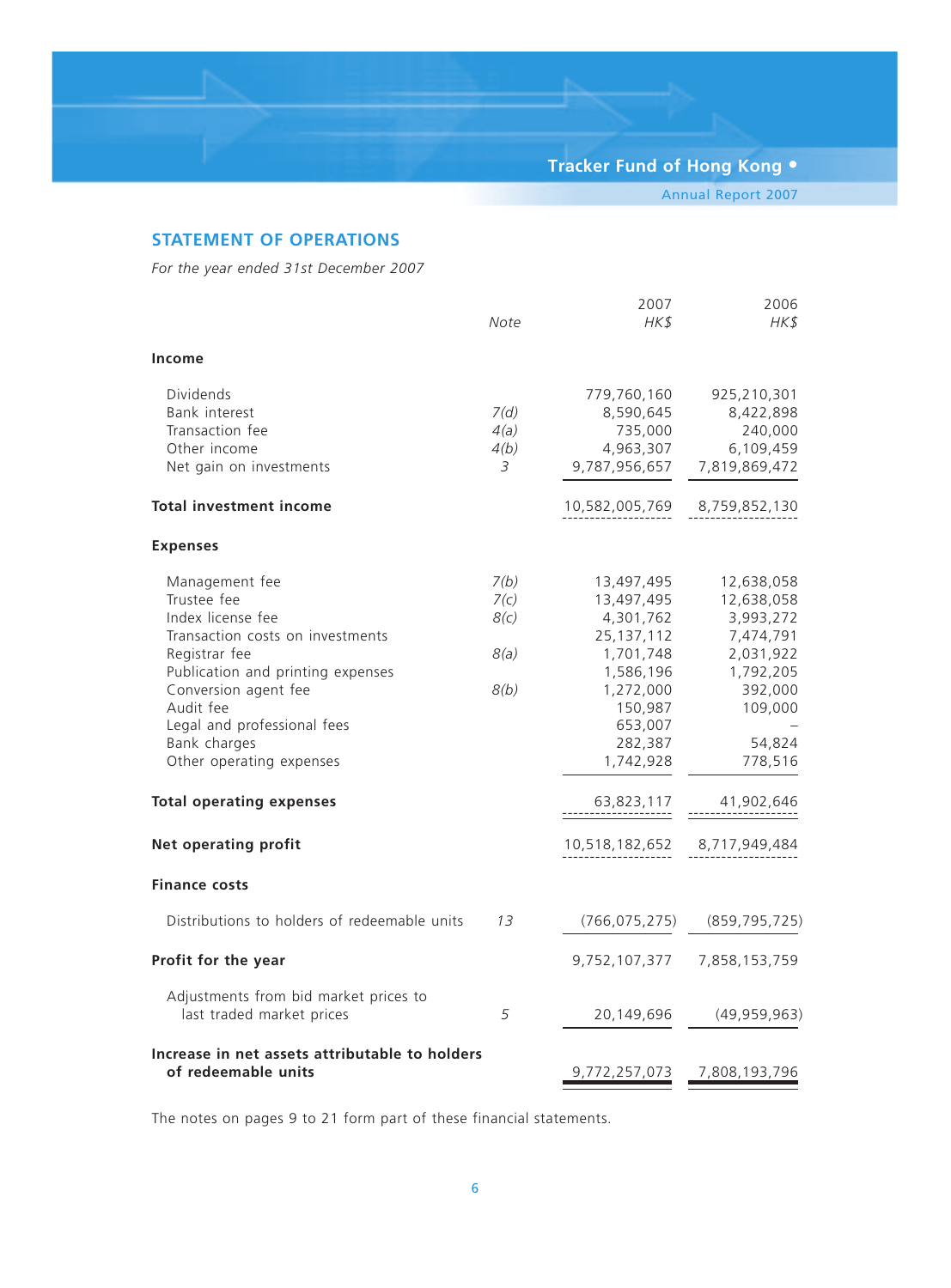## STATEMENT OF OPERATIONS

*For the year ended 31st December 2007*

| | Note | 2007 HK$ | 2006 HK$ |
|---|---|---|---|
| **Income** | | | |
| Dividends | | 779,760,160 | 925,210,301 |
| Bank interest | 7(d) | 8,590,645 | 8,422,898 |
| Transaction fee | 4(a) | 735,000 | 240,000 |
| Other income | 4(b) | 4,963,307 | 6,109,459 |
| Net gain on investments | 3 | 9,787,956,657 | 7,819,869,472 |
| **Total investment income** | | 10,582,005,769 | 8,759,852,130 |
| **Expenses** | | | |
| Management fee | 7(b) | 13,497,495 | 12,638,058 |
| Trustee fee | 7(c) | 13,497,495 | 12,638,058 |
| Index license fee | 8(c) | 4,301,762 | 3,993,272 |
| Transaction costs on investments | | 25,137,112 | 7,474,791 |
| Registrar fee | 8(a) | 1,701,748 | 2,031,922 |
| Publication and printing expenses | | 1,586,196 | 1,792,205 |
| Conversion agent fee | 8(b) | 1,272,000 | 392,000 |
| Audit fee | | 150,987 | 109,000 |
| Legal and professional fees | | 653,007 | – |
| Bank charges | | 282,387 | 54,824 |
| Other operating expenses | | 1,742,928 | 778,516 |
| **Total operating expenses** | | 63,823,117 | 41,902,646 |
| **Net operating profit** | | 10,518,182,652 | 8,717,949,484 |
| **Finance costs** | | | |
| Distributions to holders of redeemable units | 13 | (766,075,275) | (859,795,725) |
| **Profit for the year** | | 9,752,107,377 | 7,858,153,759 |
| Adjustments from bid market prices to last traded market prices | 5 | 20,149,696 | (49,959,963) |
| **Increase in net assets attributable to holders of redeemable units** | | 9,772,257,073 | 7,808,193,796 |

The notes on pages 9 to 21 form part of these financial statements.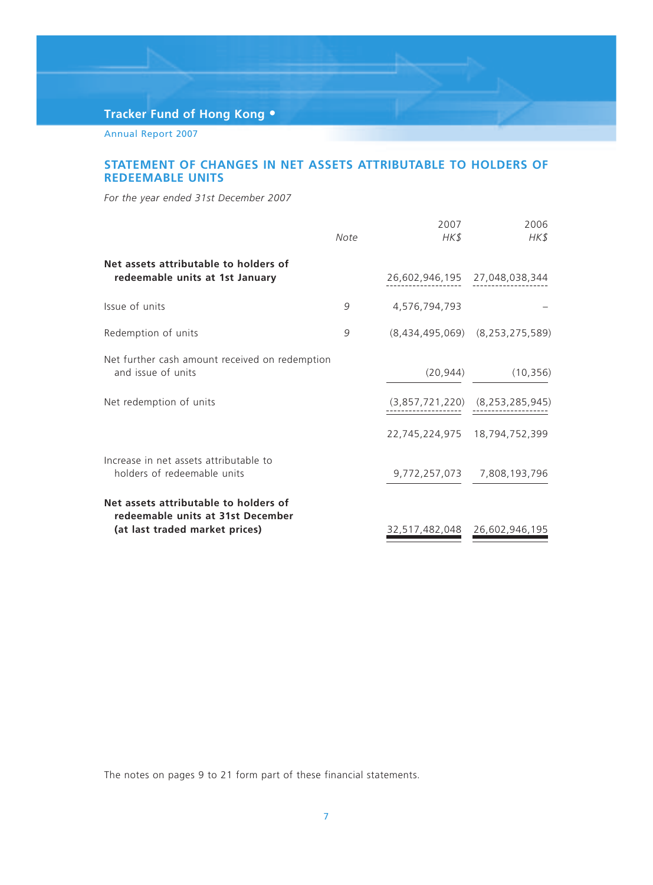## STATEMENT OF CHANGES IN NET ASSETS ATTRIBUTABLE TO HOLDERS OF REDEEMABLE UNITS

*For the year ended 31st December 2007*

| | *Note* | 2007<br>*HK$* | 2006<br>*HK$* |
|---|---|---|---|
| **Net assets attributable to holders of redeemable units at 1st January** | | 26,602,946,195 | 27,048,038,344 |
| Issue of units | 9 | 4,576,794,793 | – |
| Redemption of units | 9 | (8,434,495,069) | (8,253,275,589) |
| Net further cash amount received on redemption and issue of units | | (20,944) | (10,356) |
| Net redemption of units | | (3,857,721,220) | (8,253,285,945) |
| | | 22,745,224,975 | 18,794,752,399 |
| Increase in net assets attributable to holders of redeemable units | | 9,772,257,073 | 7,808,193,796 |
| **Net assets attributable to holders of redeemable units at 31st December (at last traded market prices)** | | 32,517,482,048 | 26,602,946,195 |

The notes on pages 9 to 21 form part of these financial statements.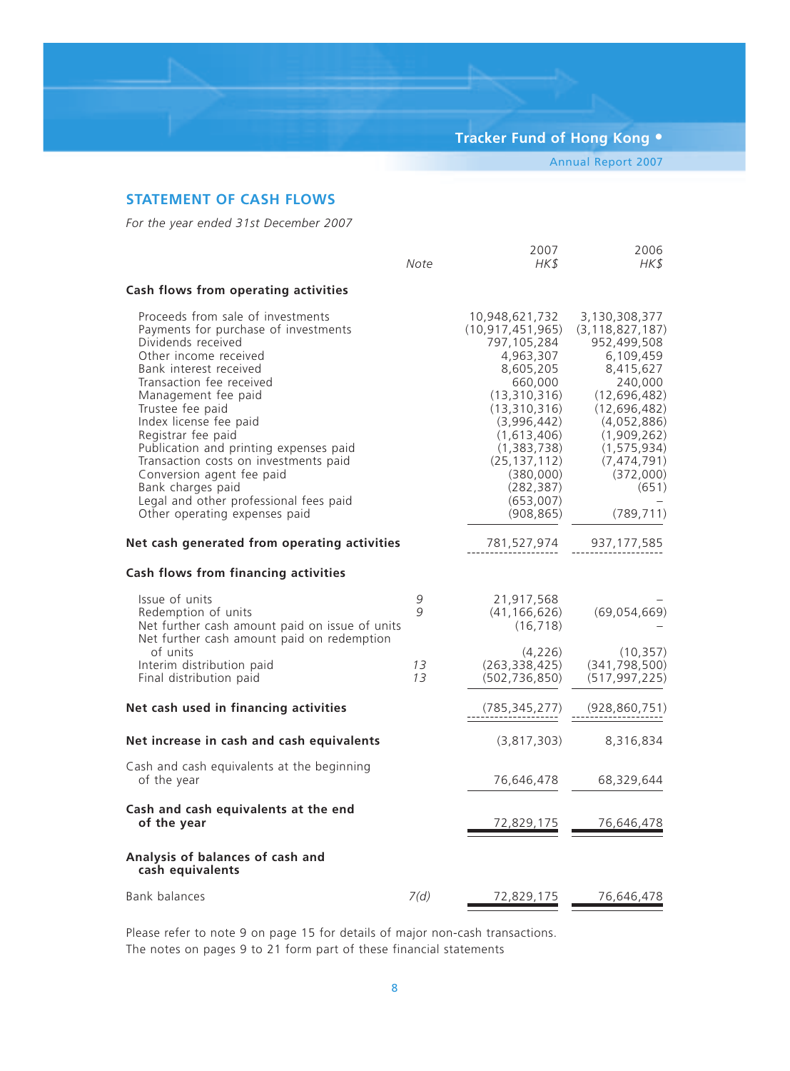## STATEMENT OF CASH FLOWS

*For the year ended 31st December 2007*

| | Note | 2007<br>*HK$* | 2006<br>*HK$* |
|---|---|---|---|
| **Cash flows from operating activities** | | | |
| Proceeds from sale of investments | | 10,948,621,732 | 3,130,308,377 |
| Payments for purchase of investments | | (10,917,451,965) | (3,118,827,187) |
| Dividends received | | 797,105,284 | 952,499,508 |
| Other income received | | 4,963,307 | 6,109,459 |
| Bank interest received | | 8,605,205 | 8,415,627 |
| Transaction fee received | | 660,000 | 240,000 |
| Management fee paid | | (13,310,316) | (12,696,482) |
| Trustee fee paid | | (13,310,316) | (12,696,482) |
| Index license fee paid | | (3,996,442) | (4,052,886) |
| Registrar fee paid | | (1,613,406) | (1,909,262) |
| Publication and printing expenses paid | | (1,383,738) | (1,575,934) |
| Transaction costs on investments paid | | (25,137,112) | (7,474,791) |
| Conversion agent fee paid | | (380,000) | (372,000) |
| Bank charges paid | | (282,387) | (651) |
| Legal and other professional fees paid | | (653,007) | – |
| Other operating expenses paid | | (908,865) | (789,711) |
| **Net cash generated from operating activities** | | 781,527,974 | 937,177,585 |
| **Cash flows from financing activities** | | | |
| Issue of units | *9* | 21,917,568 | – |
| Redemption of units | *9* | (41,166,626) | (69,054,669) |
| Net further cash amount paid on issue of units | | (16,718) | – |
| Net further cash amount paid on redemption of units | | (4,226) | (10,357) |
| Interim distribution paid | *13* | (263,338,425) | (341,798,500) |
| Final distribution paid | *13* | (502,736,850) | (517,997,225) |
| **Net cash used in financing activities** | | (785,345,277) | (928,860,751) |
| **Net increase in cash and cash equivalents** | | (3,817,303) | 8,316,834 |
| Cash and cash equivalents at the beginning of the year | | 76,646,478 | 68,329,644 |
| **Cash and cash equivalents at the end of the year** | | 72,829,175 | 76,646,478 |
| **Analysis of balances of cash and cash equivalents** | | | |
| Bank balances | *7(d)* | 72,829,175 | 76,646,478 |

Please refer to note 9 on page 15 for details of major non-cash transactions.
The notes on pages 9 to 21 form part of these financial statements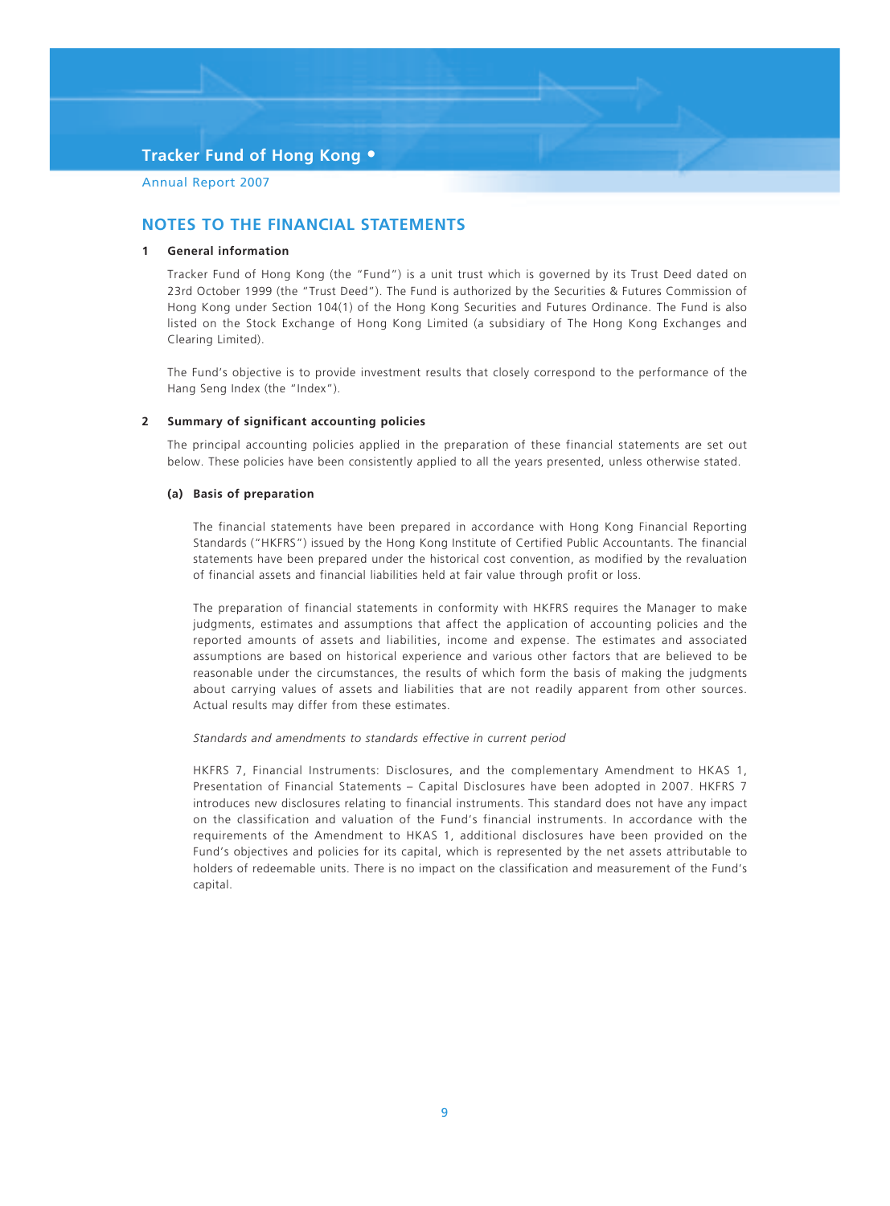## NOTES TO THE FINANCIAL STATEMENTS

### 1 General information

Tracker Fund of Hong Kong (the "Fund") is a unit trust which is governed by its Trust Deed dated on 23rd October 1999 (the "Trust Deed"). The Fund is authorized by the Securities & Futures Commission of Hong Kong under Section 104(1) of the Hong Kong Securities and Futures Ordinance. The Fund is also listed on the Stock Exchange of Hong Kong Limited (a subsidiary of The Hong Kong Exchanges and Clearing Limited).

The Fund's objective is to provide investment results that closely correspond to the performance of the Hang Seng Index (the "Index").

### 2 Summary of significant accounting policies

The principal accounting policies applied in the preparation of these financial statements are set out below. These policies have been consistently applied to all the years presented, unless otherwise stated.

#### (a) Basis of preparation

The financial statements have been prepared in accordance with Hong Kong Financial Reporting Standards ("HKFRS") issued by the Hong Kong Institute of Certified Public Accountants. The financial statements have been prepared under the historical cost convention, as modified by the revaluation of financial assets and financial liabilities held at fair value through profit or loss.

The preparation of financial statements in conformity with HKFRS requires the Manager to make judgments, estimates and assumptions that affect the application of accounting policies and the reported amounts of assets and liabilities, income and expense. The estimates and associated assumptions are based on historical experience and various other factors that are believed to be reasonable under the circumstances, the results of which form the basis of making the judgments about carrying values of assets and liabilities that are not readily apparent from other sources. Actual results may differ from these estimates.

*Standards and amendments to standards effective in current period*

HKFRS 7, Financial Instruments: Disclosures, and the complementary Amendment to HKAS 1, Presentation of Financial Statements – Capital Disclosures have been adopted in 2007. HKFRS 7 introduces new disclosures relating to financial instruments. This standard does not have any impact on the classification and valuation of the Fund's financial instruments. In accordance with the requirements of the Amendment to HKAS 1, additional disclosures have been provided on the Fund's objectives and policies for its capital, which is represented by the net assets attributable to holders of redeemable units. There is no impact on the classification and measurement of the Fund's capital.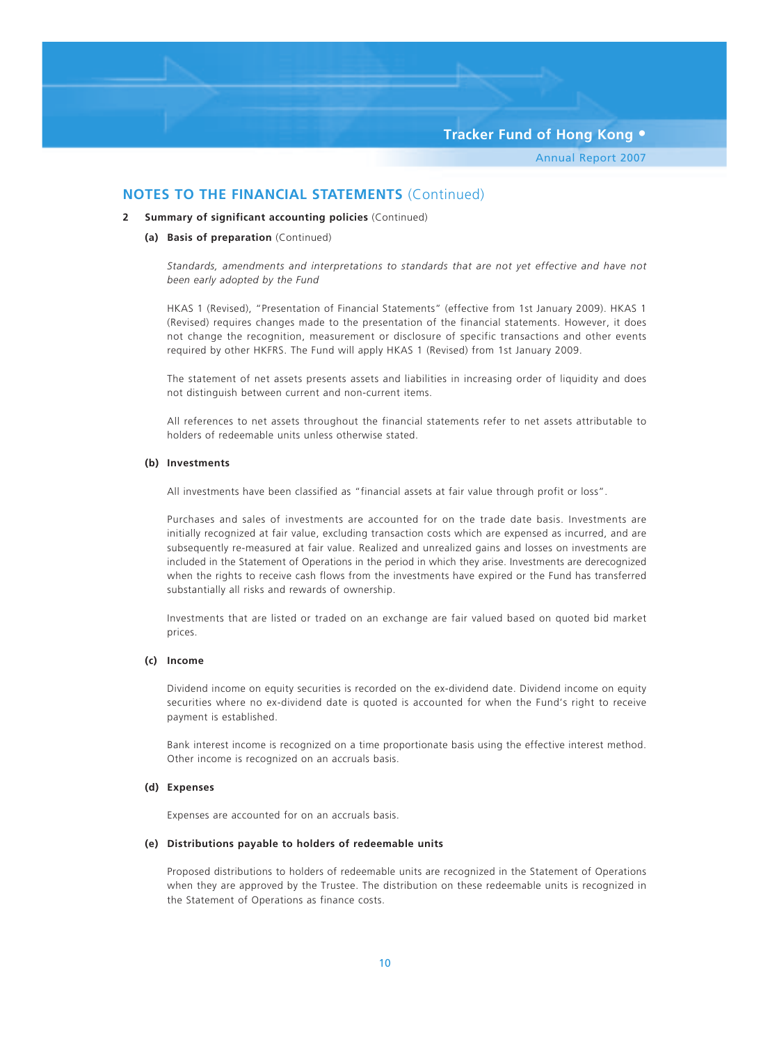## NOTES TO THE FINANCIAL STATEMENTS (Continued)

**2 Summary of significant accounting policies** (Continued)

**(a) Basis of preparation** (Continued)

*Standards, amendments and interpretations to standards that are not yet effective and have not been early adopted by the Fund*

HKAS 1 (Revised), "Presentation of Financial Statements" (effective from 1st January 2009). HKAS 1 (Revised) requires changes made to the presentation of the financial statements. However, it does not change the recognition, measurement or disclosure of specific transactions and other events required by other HKFRS. The Fund will apply HKAS 1 (Revised) from 1st January 2009.

The statement of net assets presents assets and liabilities in increasing order of liquidity and does not distinguish between current and non-current items.

All references to net assets throughout the financial statements refer to net assets attributable to holders of redeemable units unless otherwise stated.

**(b) Investments**

All investments have been classified as "financial assets at fair value through profit or loss".

Purchases and sales of investments are accounted for on the trade date basis. Investments are initially recognized at fair value, excluding transaction costs which are expensed as incurred, and are subsequently re-measured at fair value. Realized and unrealized gains and losses on investments are included in the Statement of Operations in the period in which they arise. Investments are derecognized when the rights to receive cash flows from the investments have expired or the Fund has transferred substantially all risks and rewards of ownership.

Investments that are listed or traded on an exchange are fair valued based on quoted bid market prices.

**(c) Income**

Dividend income on equity securities is recorded on the ex-dividend date. Dividend income on equity securities where no ex-dividend date is quoted is accounted for when the Fund's right to receive payment is established.

Bank interest income is recognized on a time proportionate basis using the effective interest method. Other income is recognized on an accruals basis.

**(d) Expenses**

Expenses are accounted for on an accruals basis.

**(e) Distributions payable to holders of redeemable units**

Proposed distributions to holders of redeemable units are recognized in the Statement of Operations when they are approved by the Trustee. The distribution on these redeemable units is recognized in the Statement of Operations as finance costs.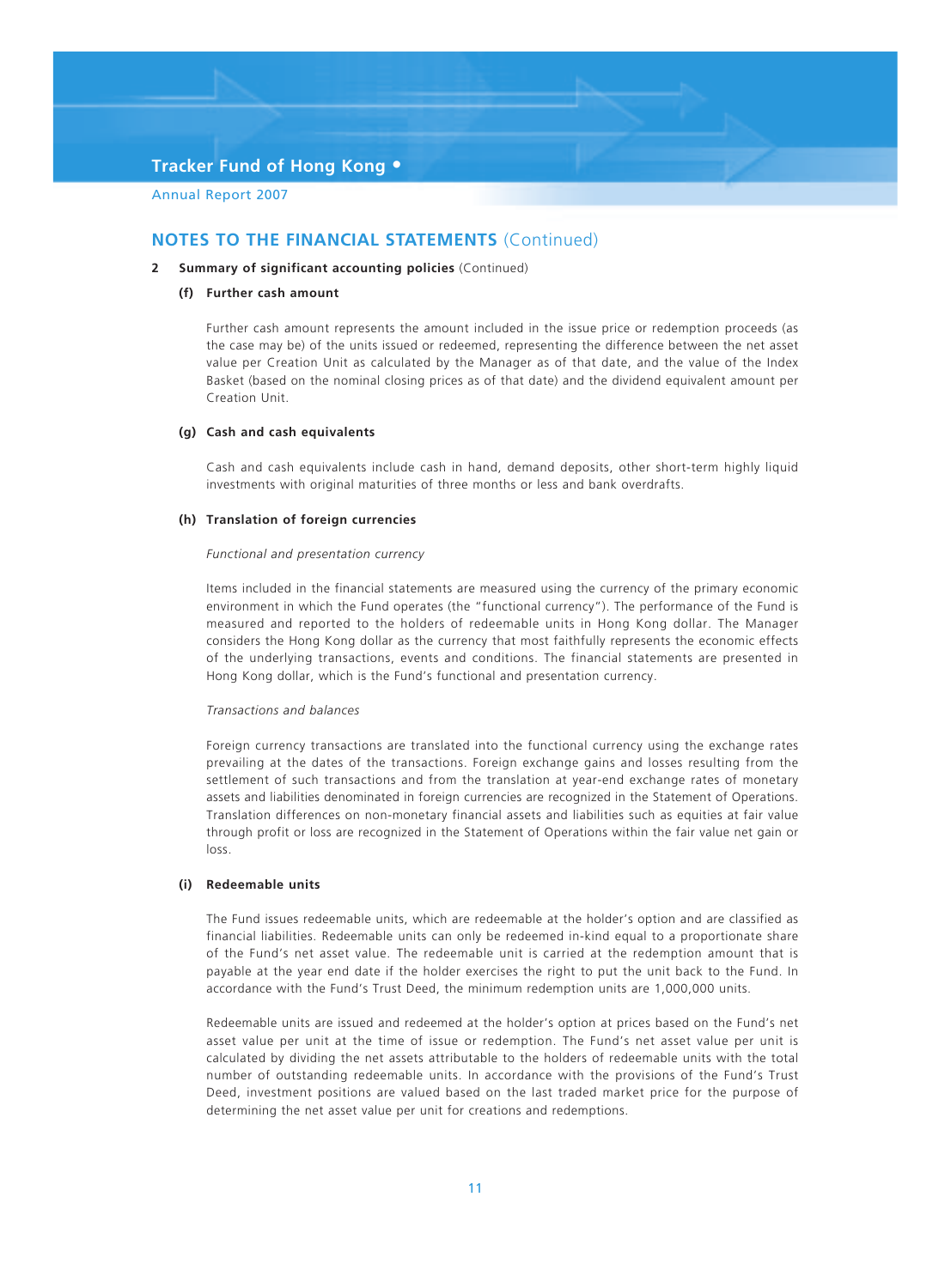## NOTES TO THE FINANCIAL STATEMENTS (Continued)

**2 Summary of significant accounting policies** (Continued)

**(f) Further cash amount**

Further cash amount represents the amount included in the issue price or redemption proceeds (as the case may be) of the units issued or redeemed, representing the difference between the net asset value per Creation Unit as calculated by the Manager as of that date, and the value of the Index Basket (based on the nominal closing prices as of that date) and the dividend equivalent amount per Creation Unit.

**(g) Cash and cash equivalents**

Cash and cash equivalents include cash in hand, demand deposits, other short-term highly liquid investments with original maturities of three months or less and bank overdrafts.

**(h) Translation of foreign currencies**

*Functional and presentation currency*

Items included in the financial statements are measured using the currency of the primary economic environment in which the Fund operates (the "functional currency"). The performance of the Fund is measured and reported to the holders of redeemable units in Hong Kong dollar. The Manager considers the Hong Kong dollar as the currency that most faithfully represents the economic effects of the underlying transactions, events and conditions. The financial statements are presented in Hong Kong dollar, which is the Fund's functional and presentation currency.

*Transactions and balances*

Foreign currency transactions are translated into the functional currency using the exchange rates prevailing at the dates of the transactions. Foreign exchange gains and losses resulting from the settlement of such transactions and from the translation at year-end exchange rates of monetary assets and liabilities denominated in foreign currencies are recognized in the Statement of Operations. Translation differences on non-monetary financial assets and liabilities such as equities at fair value through profit or loss are recognized in the Statement of Operations within the fair value net gain or loss.

**(i) Redeemable units**

The Fund issues redeemable units, which are redeemable at the holder's option and are classified as financial liabilities. Redeemable units can only be redeemed in-kind equal to a proportionate share of the Fund's net asset value. The redeemable unit is carried at the redemption amount that is payable at the year end date if the holder exercises the right to put the unit back to the Fund. In accordance with the Fund's Trust Deed, the minimum redemption units are 1,000,000 units.

Redeemable units are issued and redeemed at the holder's option at prices based on the Fund's net asset value per unit at the time of issue or redemption. The Fund's net asset value per unit is calculated by dividing the net assets attributable to the holders of redeemable units with the total number of outstanding redeemable units. In accordance with the provisions of the Fund's Trust Deed, investment positions are valued based on the last traded market price for the purpose of determining the net asset value per unit for creations and redemptions.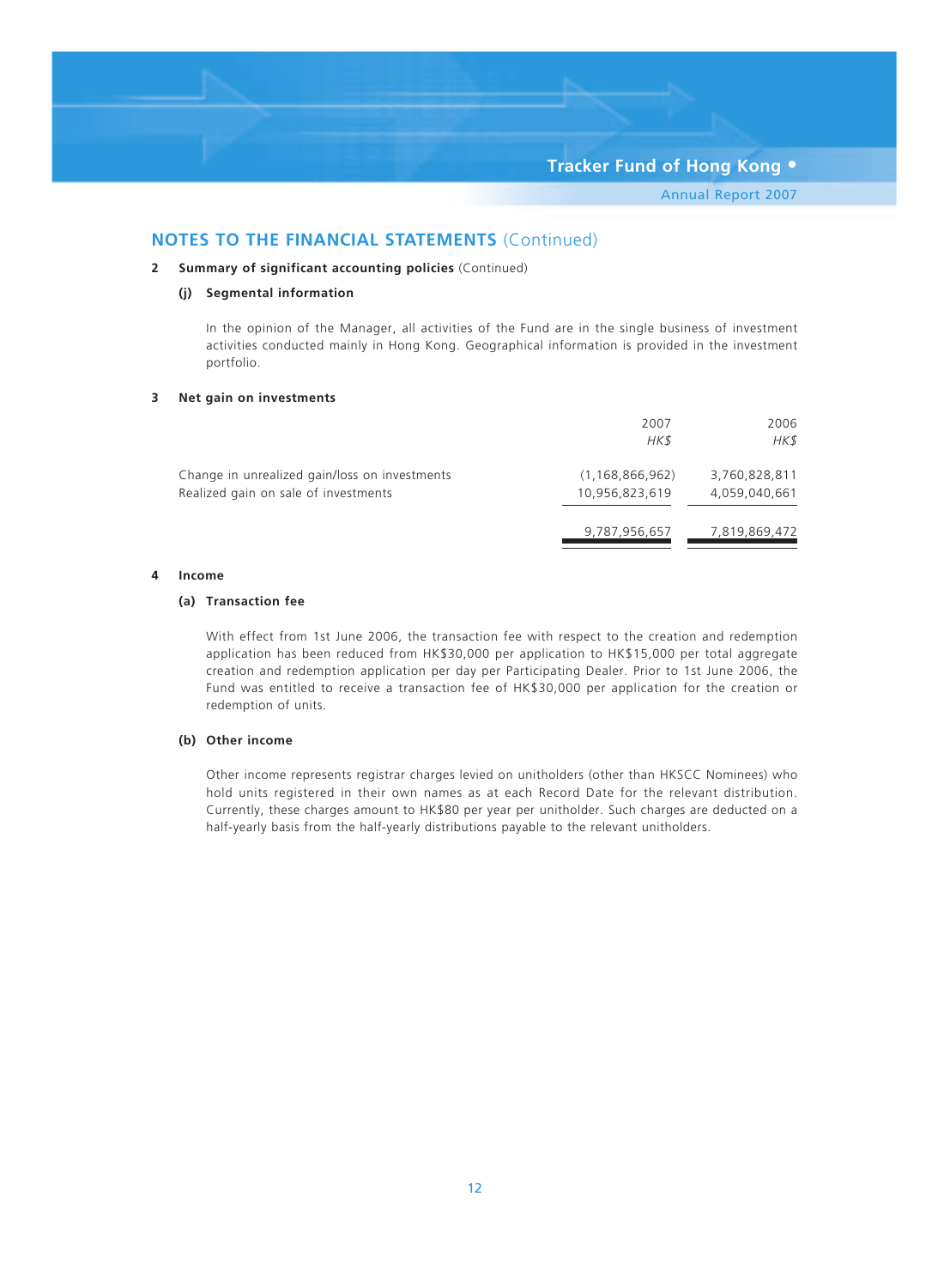## NOTES TO THE FINANCIAL STATEMENTS (Continued)

**2 Summary of significant accounting policies** (Continued)

**(j) Segmental information**

In the opinion of the Manager, all activities of the Fund are in the single business of investment activities conducted mainly in Hong Kong. Geographical information is provided in the investment portfolio.

**3 Net gain on investments**

| | 2007 | 2006 |
|---|---|---|
| | *HK$* | *HK$* |
| Change in unrealized gain/loss on investments | (1,168,866,962) | 3,760,828,811 |
| Realized gain on sale of investments | 10,956,823,619 | 4,059,040,661 |
| | 9,787,956,657 | 7,819,869,472 |

**4 Income**

**(a) Transaction fee**

With effect from 1st June 2006, the transaction fee with respect to the creation and redemption application has been reduced from HK$30,000 per application to HK$15,000 per total aggregate creation and redemption application per day per Participating Dealer. Prior to 1st June 2006, the Fund was entitled to receive a transaction fee of HK$30,000 per application for the creation or redemption of units.

**(b) Other income**

Other income represents registrar charges levied on unitholders (other than HKSCC Nominees) who hold units registered in their own names as at each Record Date for the relevant distribution. Currently, these charges amount to HK$80 per year per unitholder. Such charges are deducted on a half-yearly basis from the half-yearly distributions payable to the relevant unitholders.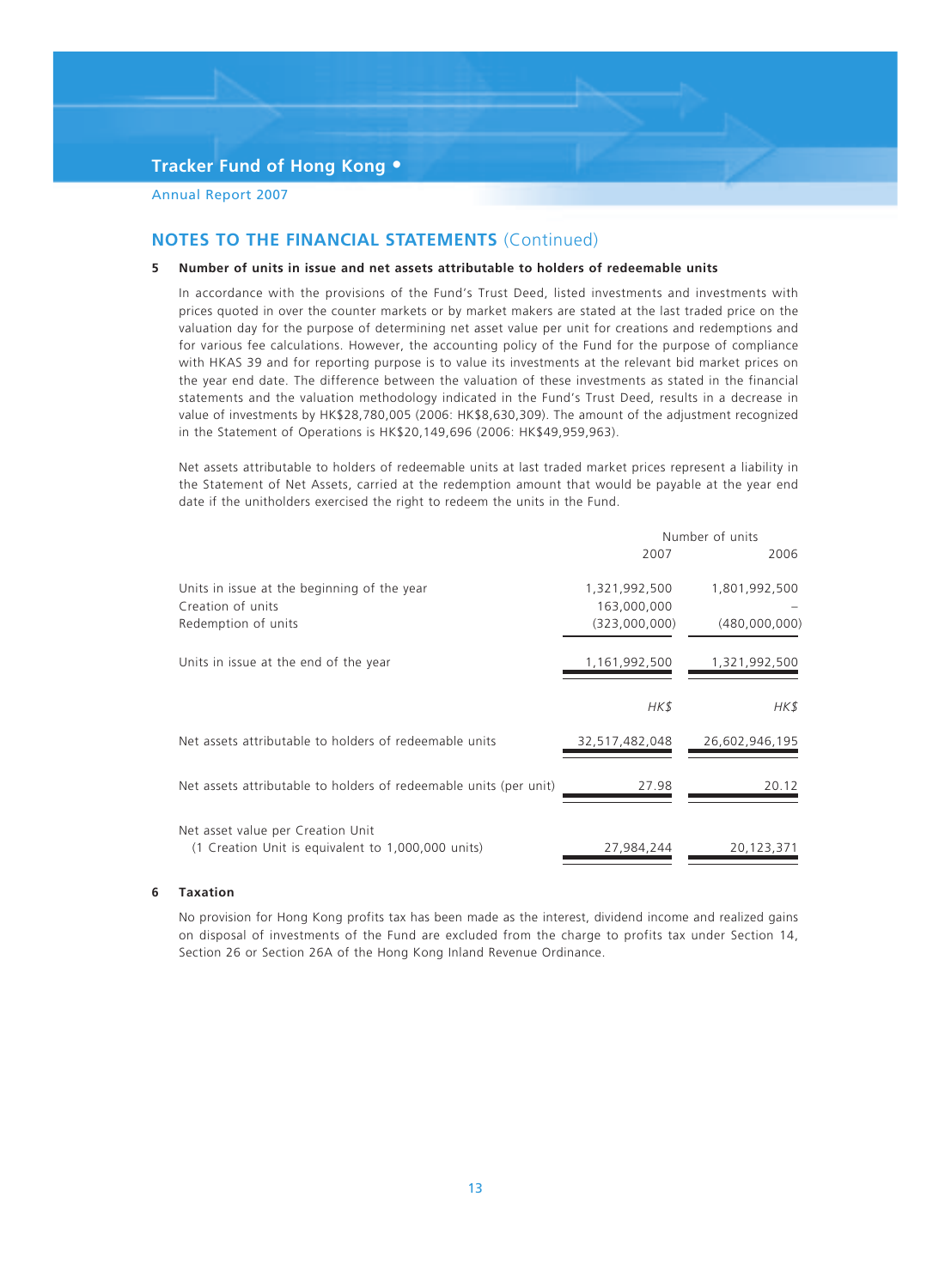## NOTES TO THE FINANCIAL STATEMENTS (Continued)

### 5 Number of units in issue and net assets attributable to holders of redeemable units

In accordance with the provisions of the Fund's Trust Deed, listed investments and investments with prices quoted in over the counter markets or by market makers are stated at the last traded price on the valuation day for the purpose of determining net asset value per unit for creations and redemptions and for various fee calculations. However, the accounting policy of the Fund for the purpose of compliance with HKAS 39 and for reporting purpose is to value its investments at the relevant bid market prices on the year end date. The difference between the valuation of these investments as stated in the financial statements and the valuation methodology indicated in the Fund's Trust Deed, results in a decrease in value of investments by HK$28,780,005 (2006: HK$8,630,309). The amount of the adjustment recognized in the Statement of Operations is HK$20,149,696 (2006: HK$49,959,963).

Net assets attributable to holders of redeemable units at last traded market prices represent a liability in the Statement of Net Assets, carried at the redemption amount that would be payable at the year end date if the unitholders exercised the right to redeem the units in the Fund.

| | Number of units | |
|---|---|---|
| | 2007 | 2006 |
| Units in issue at the beginning of the year | 1,321,992,500 | 1,801,992,500 |
| Creation of units | 163,000,000 | – |
| Redemption of units | (323,000,000) | (480,000,000) |
| Units in issue at the end of the year | 1,161,992,500 | 1,321,992,500 |
| | *HK$* | *HK$* |
| Net assets attributable to holders of redeemable units | 32,517,482,048 | 26,602,946,195 |
| Net assets attributable to holders of redeemable units (per unit) | 27.98 | 20.12 |
| Net asset value per Creation Unit (1 Creation Unit is equivalent to 1,000,000 units) | 27,984,244 | 20,123,371 |

### 6 Taxation

No provision for Hong Kong profits tax has been made as the interest, dividend income and realized gains on disposal of investments of the Fund are excluded from the charge to profits tax under Section 14, Section 26 or Section 26A of the Hong Kong Inland Revenue Ordinance.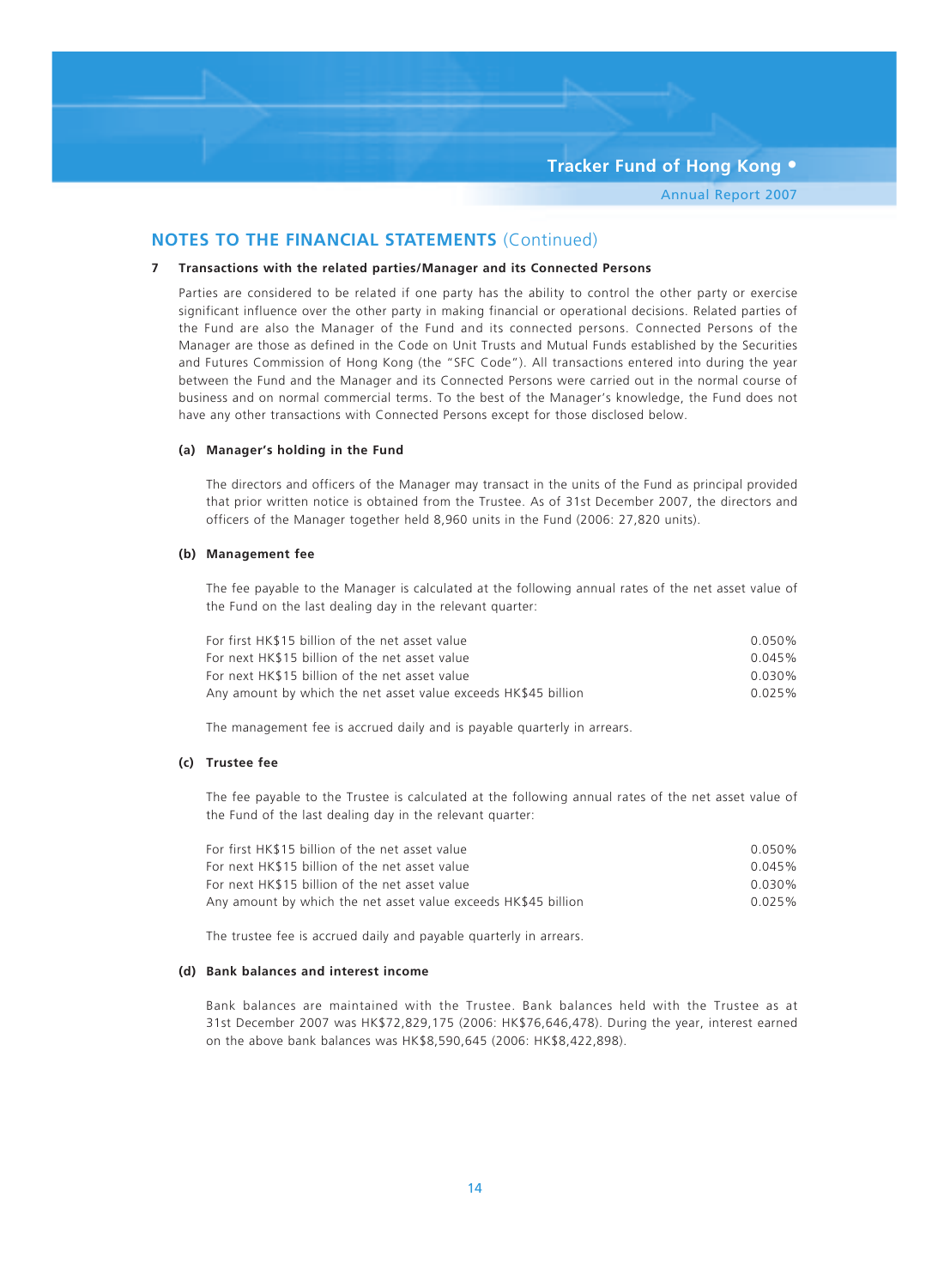## NOTES TO THE FINANCIAL STATEMENTS (Continued)

### 7 Transactions with the related parties/Manager and its Connected Persons

Parties are considered to be related if one party has the ability to control the other party or exercise significant influence over the other party in making financial or operational decisions. Related parties of the Fund are also the Manager of the Fund and its connected persons. Connected Persons of the Manager are those as defined in the Code on Unit Trusts and Mutual Funds established by the Securities and Futures Commission of Hong Kong (the "SFC Code"). All transactions entered into during the year between the Fund and the Manager and its Connected Persons were carried out in the normal course of business and on normal commercial terms. To the best of the Manager's knowledge, the Fund does not have any other transactions with Connected Persons except for those disclosed below.

#### (a) Manager's holding in the Fund

The directors and officers of the Manager may transact in the units of the Fund as principal provided that prior written notice is obtained from the Trustee. As of 31st December 2007, the directors and officers of the Manager together held 8,960 units in the Fund (2006: 27,820 units).

#### (b) Management fee

The fee payable to the Manager is calculated at the following annual rates of the net asset value of the Fund on the last dealing day in the relevant quarter:

| | |
|---|---|
| For first HK$15 billion of the net asset value | 0.050% |
| For next HK$15 billion of the net asset value | 0.045% |
| For next HK$15 billion of the net asset value | 0.030% |
| Any amount by which the net asset value exceeds HK$45 billion | 0.025% |

The management fee is accrued daily and is payable quarterly in arrears.

#### (c) Trustee fee

The fee payable to the Trustee is calculated at the following annual rates of the net asset value of the Fund of the last dealing day in the relevant quarter:

| | |
|---|---|
| For first HK$15 billion of the net asset value | 0.050% |
| For next HK$15 billion of the net asset value | 0.045% |
| For next HK$15 billion of the net asset value | 0.030% |
| Any amount by which the net asset value exceeds HK$45 billion | 0.025% |

The trustee fee is accrued daily and payable quarterly in arrears.

#### (d) Bank balances and interest income

Bank balances are maintained with the Trustee. Bank balances held with the Trustee as at 31st December 2007 was HK$72,829,175 (2006: HK$76,646,478). During the year, interest earned on the above bank balances was HK$8,590,645 (2006: HK$8,422,898).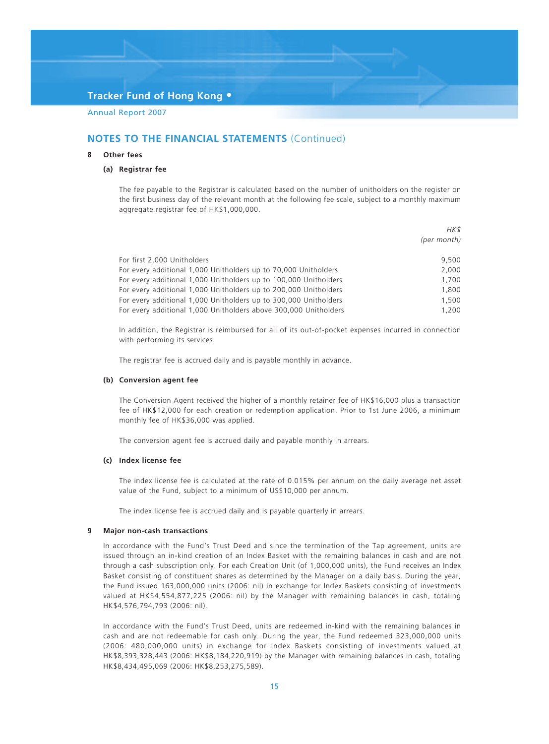## NOTES TO THE FINANCIAL STATEMENTS (Continued)

### 8 Other fees

#### (a) Registrar fee

The fee payable to the Registrar is calculated based on the number of unitholders on the register on the first business day of the relevant month at the following fee scale, subject to a monthly maximum aggregate registrar fee of HK$1,000,000.

| | *HK$* *(per month)* |
|---|---|
| For first 2,000 Unitholders | 9,500 |
| For every additional 1,000 Unitholders up to 70,000 Unitholders | 2,000 |
| For every additional 1,000 Unitholders up to 100,000 Unitholders | 1,700 |
| For every additional 1,000 Unitholders up to 200,000 Unitholders | 1,800 |
| For every additional 1,000 Unitholders up to 300,000 Unitholders | 1,500 |
| For every additional 1,000 Unitholders above 300,000 Unitholders | 1,200 |

In addition, the Registrar is reimbursed for all of its out-of-pocket expenses incurred in connection with performing its services.

The registrar fee is accrued daily and is payable monthly in advance.

#### (b) Conversion agent fee

The Conversion Agent received the higher of a monthly retainer fee of HK$16,000 plus a transaction fee of HK$12,000 for each creation or redemption application. Prior to 1st June 2006, a minimum monthly fee of HK$36,000 was applied.

The conversion agent fee is accrued daily and payable monthly in arrears.

#### (c) Index license fee

The index license fee is calculated at the rate of 0.015% per annum on the daily average net asset value of the Fund, subject to a minimum of US$10,000 per annum.

The index license fee is accrued daily and is payable quarterly in arrears.

### 9 Major non-cash transactions

In accordance with the Fund's Trust Deed and since the termination of the Tap agreement, units are issued through an in-kind creation of an Index Basket with the remaining balances in cash and are not through a cash subscription only. For each Creation Unit (of 1,000,000 units), the Fund receives an Index Basket consisting of constituent shares as determined by the Manager on a daily basis. During the year, the Fund issued 163,000,000 units (2006: nil) in exchange for Index Baskets consisting of investments valued at HK$4,554,877,225 (2006: nil) by the Manager with remaining balances in cash, totaling HK$4,576,794,793 (2006: nil).

In accordance with the Fund's Trust Deed, units are redeemed in-kind with the remaining balances in cash and are not redeemable for cash only. During the year, the Fund redeemed 323,000,000 units (2006: 480,000,000 units) in exchange for Index Baskets consisting of investments valued at HK$8,393,328,443 (2006: HK$8,184,220,919) by the Manager with remaining balances in cash, totaling HK$8,434,495,069 (2006: HK$8,253,275,589).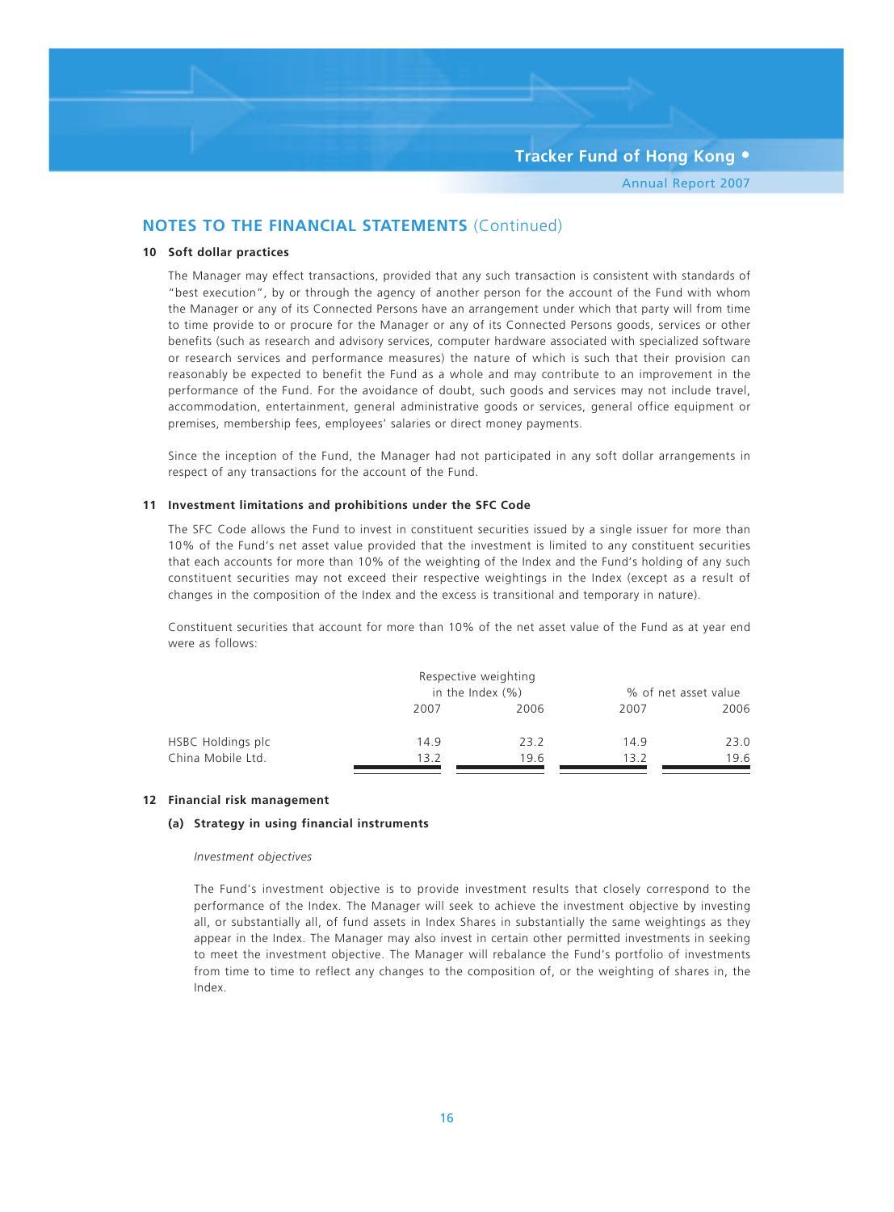## NOTES TO THE FINANCIAL STATEMENTS (Continued)

### 10 Soft dollar practices

The Manager may effect transactions, provided that any such transaction is consistent with standards of "best execution", by or through the agency of another person for the account of the Fund with whom the Manager or any of its Connected Persons have an arrangement under which that party will from time to time provide to or procure for the Manager or any of its Connected Persons goods, services or other benefits (such as research and advisory services, computer hardware associated with specialized software or research services and performance measures) the nature of which is such that their provision can reasonably be expected to benefit the Fund as a whole and may contribute to an improvement in the performance of the Fund. For the avoidance of doubt, such goods and services may not include travel, accommodation, entertainment, general administrative goods or services, general office equipment or premises, membership fees, employees' salaries or direct money payments.

Since the inception of the Fund, the Manager had not participated in any soft dollar arrangements in respect of any transactions for the account of the Fund.

### 11 Investment limitations and prohibitions under the SFC Code

The SFC Code allows the Fund to invest in constituent securities issued by a single issuer for more than 10% of the Fund's net asset value provided that the investment is limited to any constituent securities that each accounts for more than 10% of the weighting of the Index and the Fund's holding of any such constituent securities may not exceed their respective weightings in the Index (except as a result of changes in the composition of the Index and the excess is transitional and temporary in nature).

Constituent securities that account for more than 10% of the net asset value of the Fund as at year end were as follows:

| | Respective weighting in the Index (%) | | % of net asset value | |
|---|---|---|---|---|
| | 2007 | 2006 | 2007 | 2006 |
| HSBC Holdings plc | 14.9 | 23.2 | 14.9 | 23.0 |
| China Mobile Ltd. | 13.2 | 19.6 | 13.2 | 19.6 |

### 12 Financial risk management

#### (a) Strategy in using financial instruments

*Investment objectives*

The Fund's investment objective is to provide investment results that closely correspond to the performance of the Index. The Manager will seek to achieve the investment objective by investing all, or substantially all, of fund assets in Index Shares in substantially the same weightings as they appear in the Index. The Manager may also invest in certain other permitted investments in seeking to meet the investment objective. The Manager will rebalance the Fund's portfolio of investments from time to time to reflect any changes to the composition of, or the weighting of shares in, the Index.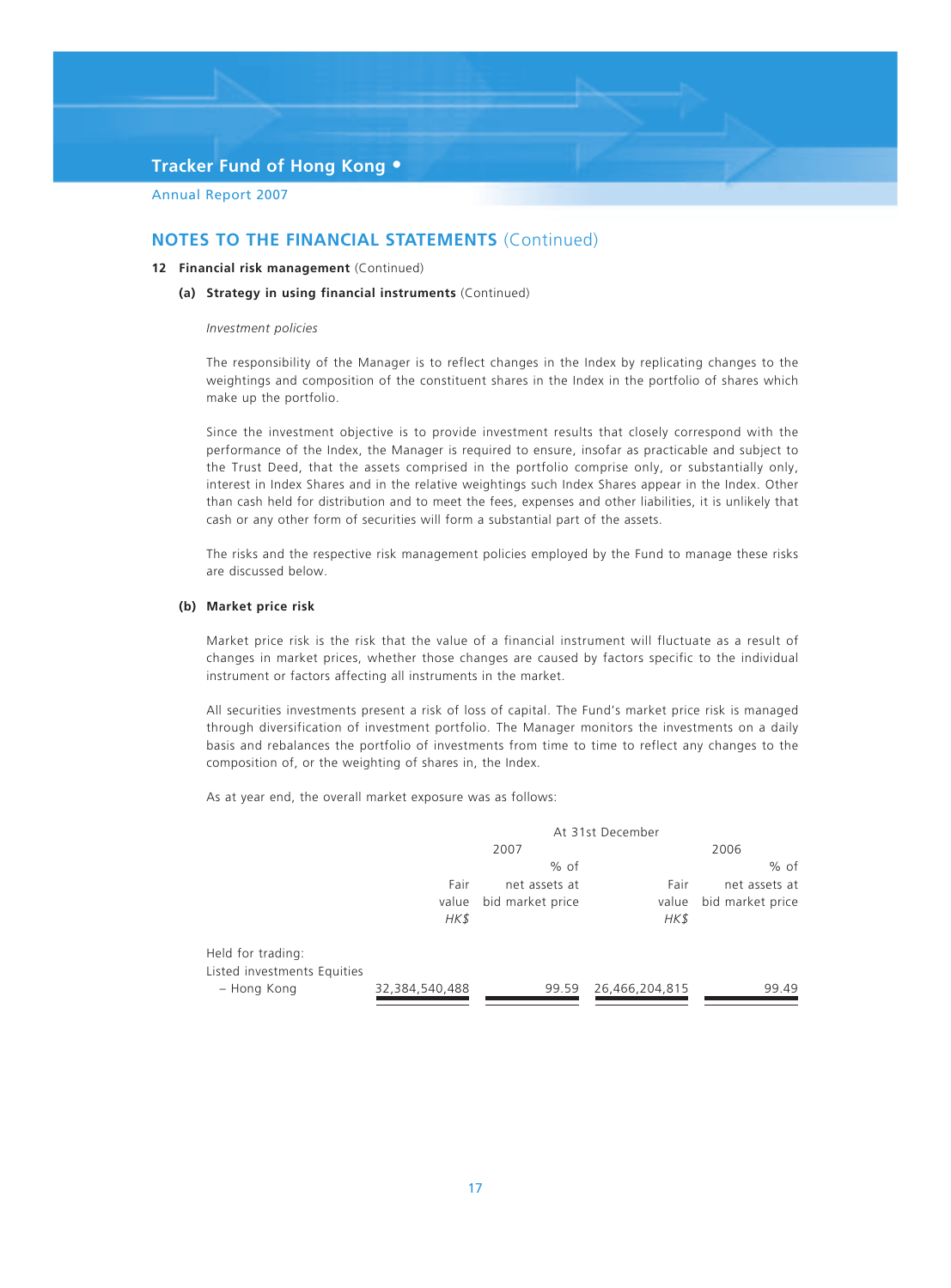## NOTES TO THE FINANCIAL STATEMENTS (Continued)

**12 Financial risk management** (Continued)

**(a) Strategy in using financial instruments** (Continued)

*Investment policies*

The responsibility of the Manager is to reflect changes in the Index by replicating changes to the weightings and composition of the constituent shares in the Index in the portfolio of shares which make up the portfolio.

Since the investment objective is to provide investment results that closely correspond with the performance of the Index, the Manager is required to ensure, insofar as practicable and subject to the Trust Deed, that the assets comprised in the portfolio comprise only, or substantially only, interest in Index Shares and in the relative weightings such Index Shares appear in the Index. Other than cash held for distribution and to meet the fees, expenses and other liabilities, it is unlikely that cash or any other form of securities will form a substantial part of the assets.

The risks and the respective risk management policies employed by the Fund to manage these risks are discussed below.

**(b) Market price risk**

Market price risk is the risk that the value of a financial instrument will fluctuate as a result of changes in market prices, whether those changes are caused by factors specific to the individual instrument or factors affecting all instruments in the market.

All securities investments present a risk of loss of capital. The Fund's market price risk is managed through diversification of investment portfolio. The Manager monitors the investments on a daily basis and rebalances the portfolio of investments from time to time to reflect any changes to the composition of, or the weighting of shares in, the Index.

As at year end, the overall market exposure was as follows:

| | At 31st December | | | |
|---|---|---|---|---|
| | 2007 | | 2006 | |
| | Fair value HK$ | % of net assets at bid market price | Fair value HK$ | % of net assets at bid market price |
| Held for trading: | | | | |
| Listed investments Equities | | | | |
| – Hong Kong | 32,384,540,488 | 99.59 | 26,466,204,815 | 99.49 |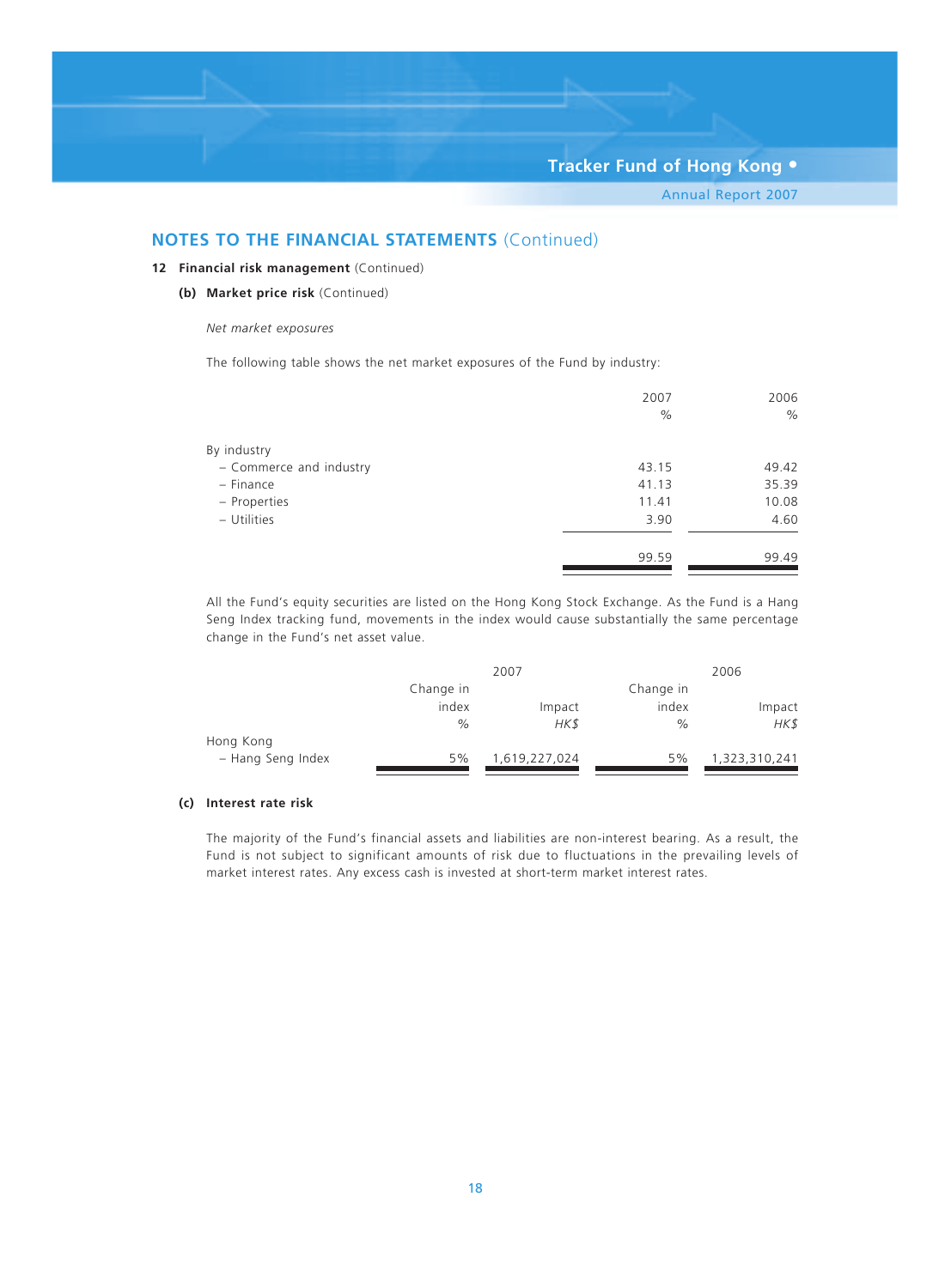## NOTES TO THE FINANCIAL STATEMENTS (Continued)

### 12 Financial risk management (Continued)

#### (b) Market price risk (Continued)

*Net market exposures*

The following table shows the net market exposures of the Fund by industry:

| | 2007 % | 2006 % |
|---|---|---|
| By industry | | |
| – Commerce and industry | 43.15 | 49.42 |
| – Finance | 41.13 | 35.39 |
| – Properties | 11.41 | 10.08 |
| – Utilities | 3.90 | 4.60 |
| | 99.59 | 99.49 |

All the Fund's equity securities are listed on the Hong Kong Stock Exchange. As the Fund is a Hang Seng Index tracking fund, movements in the index would cause substantially the same percentage change in the Fund's net asset value.

| | 2007 | | 2006 | |
|---|---|---|---|---|
| | Change in index % | Impact *HK$* | Change in index % | Impact *HK$* |
| Hong Kong | | | | |
| – Hang Seng Index | 5% | 1,619,227,024 | 5% | 1,323,310,241 |

#### (c) Interest rate risk

The majority of the Fund's financial assets and liabilities are non-interest bearing. As a result, the Fund is not subject to significant amounts of risk due to fluctuations in the prevailing levels of market interest rates. Any excess cash is invested at short-term market interest rates.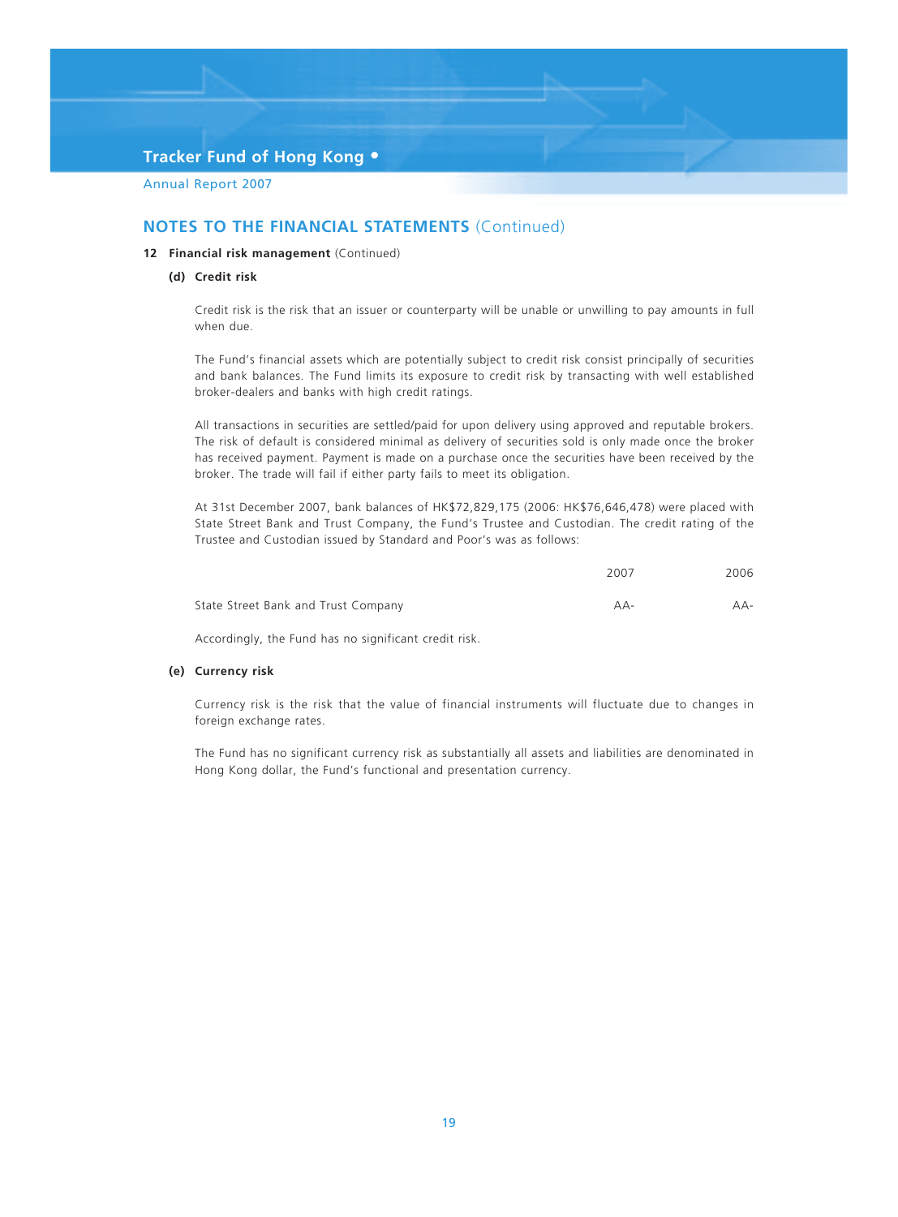## NOTES TO THE FINANCIAL STATEMENTS (Continued)

**12 Financial risk management** (Continued)

**(d) Credit risk**

Credit risk is the risk that an issuer or counterparty will be unable or unwilling to pay amounts in full when due.

The Fund's financial assets which are potentially subject to credit risk consist principally of securities and bank balances. The Fund limits its exposure to credit risk by transacting with well established broker-dealers and banks with high credit ratings.

All transactions in securities are settled/paid for upon delivery using approved and reputable brokers. The risk of default is considered minimal as delivery of securities sold is only made once the broker has received payment. Payment is made on a purchase once the securities have been received by the broker. The trade will fail if either party fails to meet its obligation.

At 31st December 2007, bank balances of HK$72,829,175 (2006: HK$76,646,478) were placed with State Street Bank and Trust Company, the Fund's Trustee and Custodian. The credit rating of the Trustee and Custodian issued by Standard and Poor's was as follows:

| | 2007 | 2006 |
|---|---|---|
| State Street Bank and Trust Company | AA- | AA- |

Accordingly, the Fund has no significant credit risk.

**(e) Currency risk**

Currency risk is the risk that the value of financial instruments will fluctuate due to changes in foreign exchange rates.

The Fund has no significant currency risk as substantially all assets and liabilities are denominated in Hong Kong dollar, the Fund's functional and presentation currency.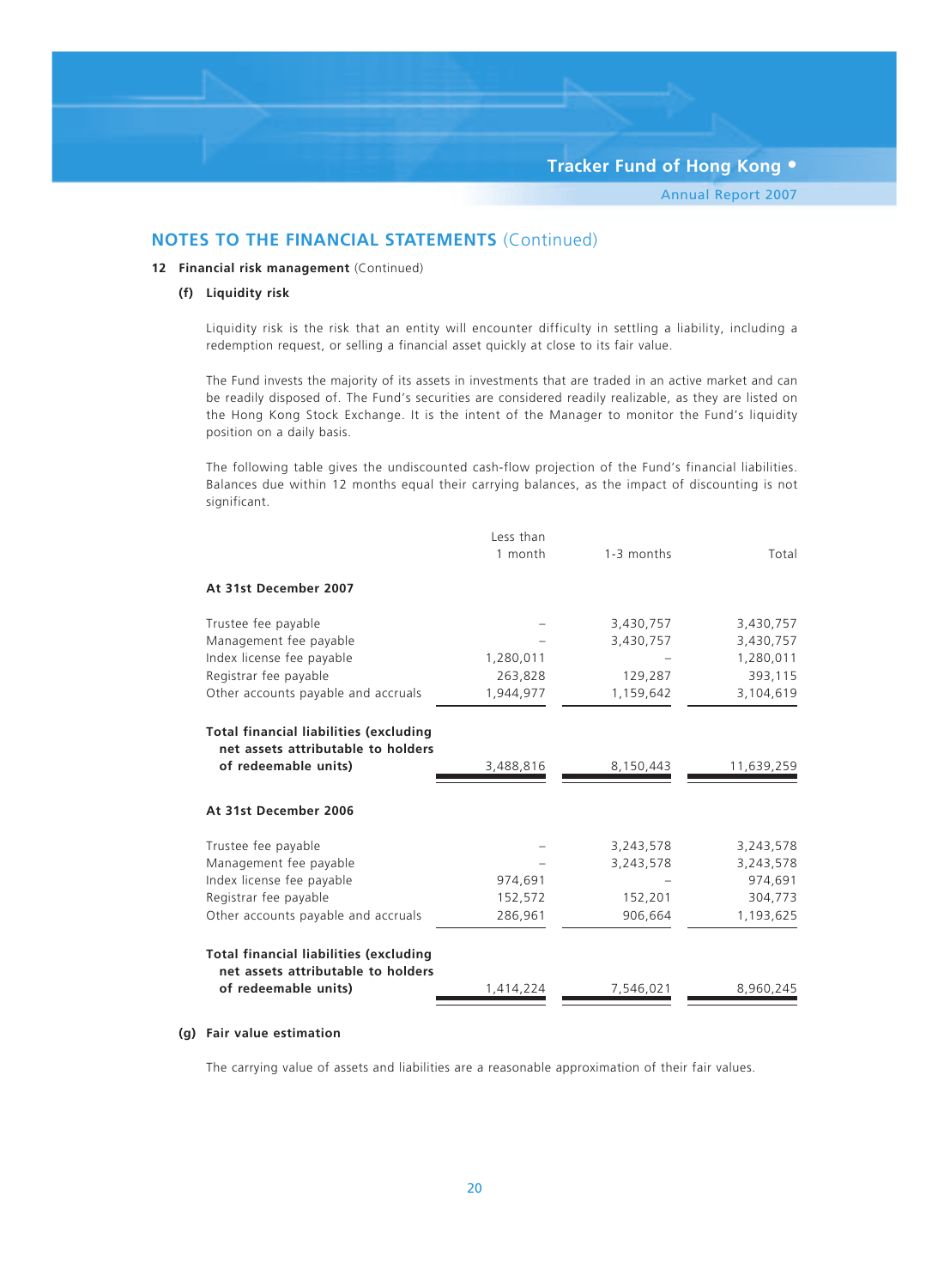## NOTES TO THE FINANCIAL STATEMENTS (Continued)

### 12 Financial risk management (Continued)

#### (f) Liquidity risk

Liquidity risk is the risk that an entity will encounter difficulty in settling a liability, including a redemption request, or selling a financial asset quickly at close to its fair value.

The Fund invests the majority of its assets in investments that are traded in an active market and can be readily disposed of. The Fund's securities are considered readily realizable, as they are listed on the Hong Kong Stock Exchange. It is the intent of the Manager to monitor the Fund's liquidity position on a daily basis.

The following table gives the undiscounted cash-flow projection of the Fund's financial liabilities. Balances due within 12 months equal their carrying balances, as the impact of discounting is not significant.

| | Less than 1 month | 1-3 months | Total |
|---|---|---|---|
| **At 31st December 2007** | | | |
| Trustee fee payable | – | 3,430,757 | 3,430,757 |
| Management fee payable | – | 3,430,757 | 3,430,757 |
| Index license fee payable | 1,280,011 | – | 1,280,011 |
| Registrar fee payable | 263,828 | 129,287 | 393,115 |
| Other accounts payable and accruals | 1,944,977 | 1,159,642 | 3,104,619 |
| **Total financial liabilities (excluding net assets attributable to holders of redeemable units)** | 3,488,816 | 8,150,443 | 11,639,259 |
| **At 31st December 2006** | | | |
| Trustee fee payable | – | 3,243,578 | 3,243,578 |
| Management fee payable | – | 3,243,578 | 3,243,578 |
| Index license fee payable | 974,691 | – | 974,691 |
| Registrar fee payable | 152,572 | 152,201 | 304,773 |
| Other accounts payable and accruals | 286,961 | 906,664 | 1,193,625 |
| **Total financial liabilities (excluding net assets attributable to holders of redeemable units)** | 1,414,224 | 7,546,021 | 8,960,245 |

#### (g) Fair value estimation

The carrying value of assets and liabilities are a reasonable approximation of their fair values.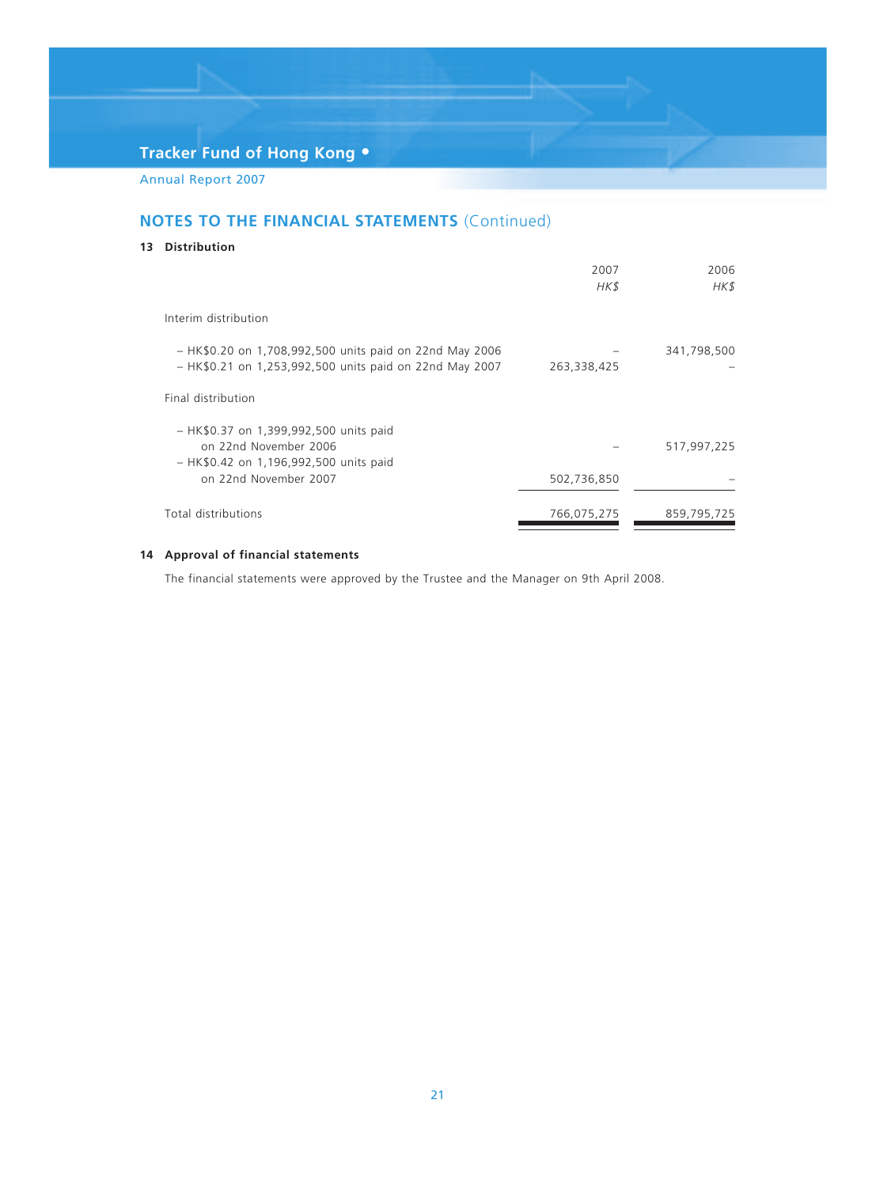## NOTES TO THE FINANCIAL STATEMENTS (Continued)

### 13 Distribution

| | 2007<br>*HK$* | 2006<br>*HK$* |
|---|---|---|
| Interim distribution | | |
| – HK$0.20 on 1,708,992,500 units paid on 22nd May 2006 | – | 341,798,500 |
| – HK$0.21 on 1,253,992,500 units paid on 22nd May 2007 | 263,338,425 | – |
| Final distribution | | |
| – HK$0.37 on 1,399,992,500 units paid on 22nd November 2006 | – | 517,997,225 |
| – HK$0.42 on 1,196,992,500 units paid on 22nd November 2007 | 502,736,850 | – |
| Total distributions | 766,075,275 | 859,795,725 |

### 14 Approval of financial statements

The financial statements were approved by the Trustee and the Manager on 9th April 2008.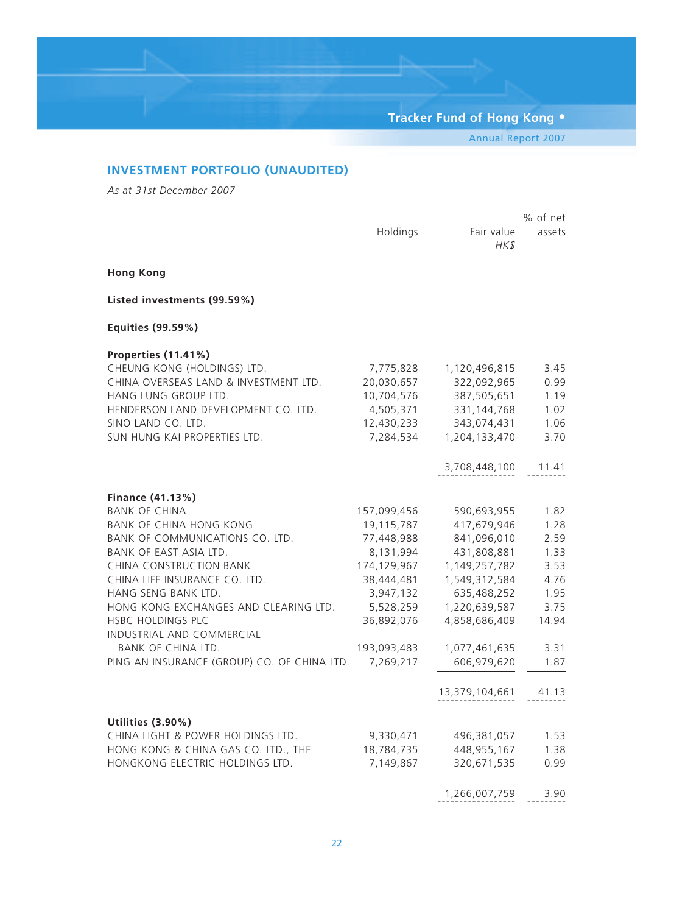## INVESTMENT PORTFOLIO (UNAUDITED)

*As at 31st December 2007*

| | Holdings | Fair value *HK$* | % of net assets |
|---|---|---|---|
| **Hong Kong** | | | |
| **Listed investments (99.59%)** | | | |
| **Equities (99.59%)** | | | |
| **Properties (11.41%)** | | | |
| CHEUNG KONG (HOLDINGS) LTD. | 7,775,828 | 1,120,496,815 | 3.45 |
| CHINA OVERSEAS LAND & INVESTMENT LTD. | 20,030,657 | 322,092,965 | 0.99 |
| HANG LUNG GROUP LTD. | 10,704,576 | 387,505,651 | 1.19 |
| HENDERSON LAND DEVELOPMENT CO. LTD. | 4,505,371 | 331,144,768 | 1.02 |
| SINO LAND CO. LTD. | 12,430,233 | 343,074,431 | 1.06 |
| SUN HUNG KAI PROPERTIES LTD. | 7,284,534 | 1,204,133,470 | 3.70 |
| | | 3,708,448,100 | 11.41 |
| **Finance (41.13%)** | | | |
| BANK OF CHINA | 157,099,456 | 590,693,955 | 1.82 |
| BANK OF CHINA HONG KONG | 19,115,787 | 417,679,946 | 1.28 |
| BANK OF COMMUNICATIONS CO. LTD. | 77,448,988 | 841,096,010 | 2.59 |
| BANK OF EAST ASIA LTD. | 8,131,994 | 431,808,881 | 1.33 |
| CHINA CONSTRUCTION BANK | 174,129,967 | 1,149,257,782 | 3.53 |
| CHINA LIFE INSURANCE CO. LTD. | 38,444,481 | 1,549,312,584 | 4.76 |
| HANG SENG BANK LTD. | 3,947,132 | 635,488,252 | 1.95 |
| HONG KONG EXCHANGES AND CLEARING LTD. | 5,528,259 | 1,220,639,587 | 3.75 |
| HSBC HOLDINGS PLC | 36,892,076 | 4,858,686,409 | 14.94 |
| INDUSTRIAL AND COMMERCIAL BANK OF CHINA LTD. | 193,093,483 | 1,077,461,635 | 3.31 |
| PING AN INSURANCE (GROUP) CO. OF CHINA LTD. | 7,269,217 | 606,979,620 | 1.87 |
| | | 13,379,104,661 | 41.13 |
| **Utilities (3.90%)** | | | |
| CHINA LIGHT & POWER HOLDINGS LTD. | 9,330,471 | 496,381,057 | 1.53 |
| HONG KONG & CHINA GAS CO. LTD., THE | 18,784,735 | 448,955,167 | 1.38 |
| HONGKONG ELECTRIC HOLDINGS LTD. | 7,149,867 | 320,671,535 | 0.99 |
| | | 1,266,007,759 | 3.90 |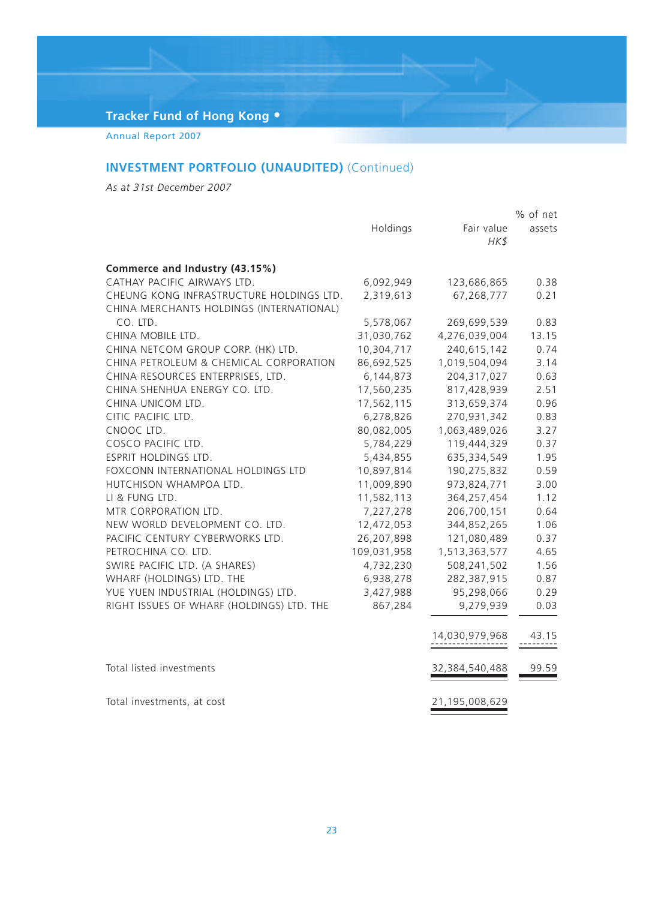## INVESTMENT PORTFOLIO (UNAUDITED) (Continued)

*As at 31st December 2007*

| | Holdings | Fair value HK$ | % of net assets |
|---|---|---|---|
| **Commerce and Industry (43.15%)** | | | |
| CATHAY PACIFIC AIRWAYS LTD. | 6,092,949 | 123,686,865 | 0.38 |
| CHEUNG KONG INFRASTRUCTURE HOLDINGS LTD. | 2,319,613 | 67,268,777 | 0.21 |
| CHINA MERCHANTS HOLDINGS (INTERNATIONAL) CO. LTD. | 5,578,067 | 269,699,539 | 0.83 |
| CHINA MOBILE LTD. | 31,030,762 | 4,276,039,004 | 13.15 |
| CHINA NETCOM GROUP CORP. (HK) LTD. | 10,304,717 | 240,615,142 | 0.74 |
| CHINA PETROLEUM & CHEMICAL CORPORATION | 86,692,525 | 1,019,504,094 | 3.14 |
| CHINA RESOURCES ENTERPRISES, LTD. | 6,144,873 | 204,317,027 | 0.63 |
| CHINA SHENHUA ENERGY CO. LTD. | 17,560,235 | 817,428,939 | 2.51 |
| CHINA UNICOM LTD. | 17,562,115 | 313,659,374 | 0.96 |
| CITIC PACIFIC LTD. | 6,278,826 | 270,931,342 | 0.83 |
| CNOOC LTD. | 80,082,005 | 1,063,489,026 | 3.27 |
| COSCO PACIFIC LTD. | 5,784,229 | 119,444,329 | 0.37 |
| ESPRIT HOLDINGS LTD. | 5,434,855 | 635,334,549 | 1.95 |
| FOXCONN INTERNATIONAL HOLDINGS LTD | 10,897,814 | 190,275,832 | 0.59 |
| HUTCHISON WHAMPOA LTD. | 11,009,890 | 973,824,771 | 3.00 |
| LI & FUNG LTD. | 11,582,113 | 364,257,454 | 1.12 |
| MTR CORPORATION LTD. | 7,227,278 | 206,700,151 | 0.64 |
| NEW WORLD DEVELOPMENT CO. LTD. | 12,472,053 | 344,852,265 | 1.06 |
| PACIFIC CENTURY CYBERWORKS LTD. | 26,207,898 | 121,080,489 | 0.37 |
| PETROCHINA CO. LTD. | 109,031,958 | 1,513,363,577 | 4.65 |
| SWIRE PACIFIC LTD. (A SHARES) | 4,732,230 | 508,241,502 | 1.56 |
| WHARF (HOLDINGS) LTD. THE | 6,938,278 | 282,387,915 | 0.87 |
| YUE YUEN INDUSTRIAL (HOLDINGS) LTD. | 3,427,988 | 95,298,066 | 0.29 |
| RIGHT ISSUES OF WHARF (HOLDINGS) LTD. THE | 867,284 | 9,279,939 | 0.03 |
| | | 14,030,979,968 | 43.15 |
| Total listed investments | | 32,384,540,488 | 99.59 |
| Total investments, at cost | | 21,195,008,629 | |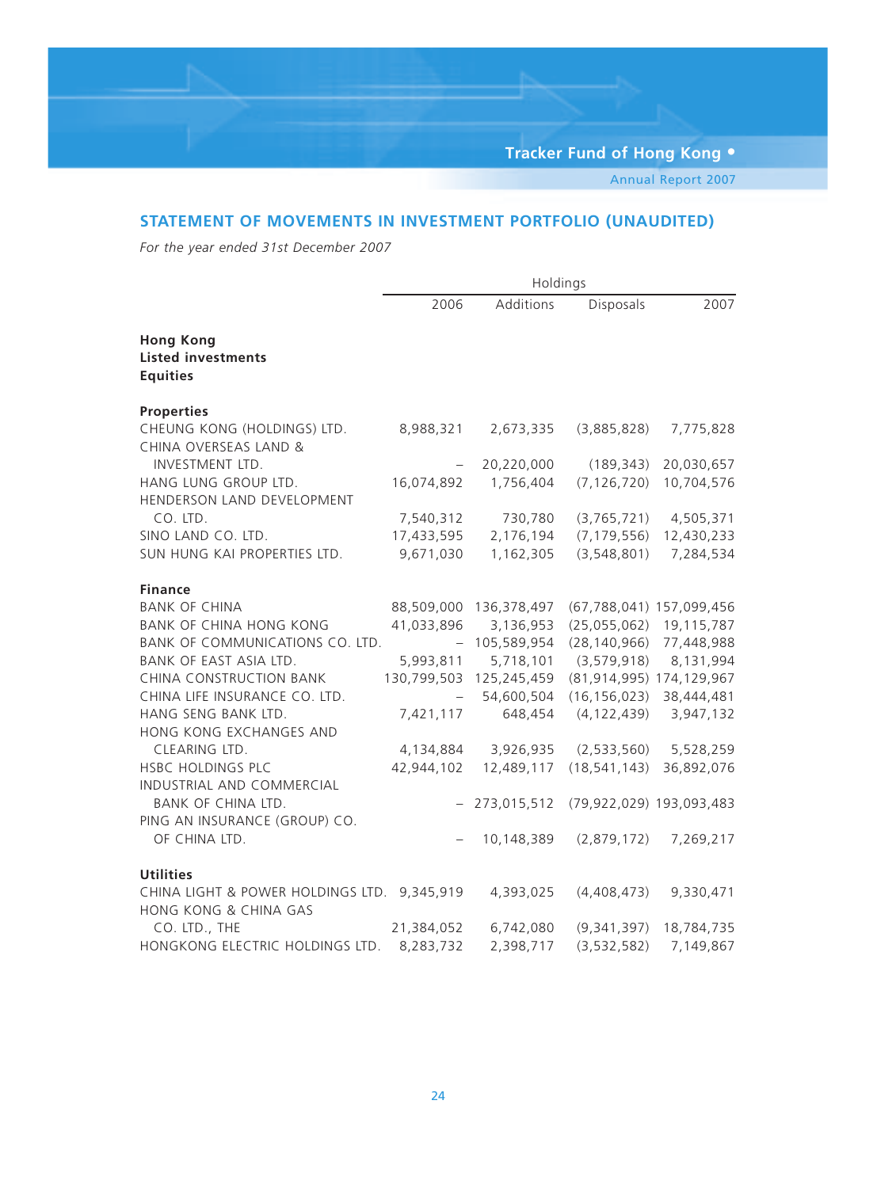## STATEMENT OF MOVEMENTS IN INVESTMENT PORTFOLIO (UNAUDITED)

*For the year ended 31st December 2007*

| | Holdings | | | |
|---|---|---|---|---|
| | 2006 | Additions | Disposals | 2007 |
| **Hong Kong** | | | | |
| **Listed investments** | | | | |
| **Equities** | | | | |
| **Properties** | | | | |
| CHEUNG KONG (HOLDINGS) LTD. | 8,988,321 | 2,673,335 | (3,885,828) | 7,775,828 |
| CHINA OVERSEAS LAND & INVESTMENT LTD. | – | 20,220,000 | (189,343) | 20,030,657 |
| HANG LUNG GROUP LTD. | 16,074,892 | 1,756,404 | (7,126,720) | 10,704,576 |
| HENDERSON LAND DEVELOPMENT CO. LTD. | 7,540,312 | 730,780 | (3,765,721) | 4,505,371 |
| SINO LAND CO. LTD. | 17,433,595 | 2,176,194 | (7,179,556) | 12,430,233 |
| SUN HUNG KAI PROPERTIES LTD. | 9,671,030 | 1,162,305 | (3,548,801) | 7,284,534 |
| **Finance** | | | | |
| BANK OF CHINA | 88,509,000 | 136,378,497 | (67,788,041) | 157,099,456 |
| BANK OF CHINA HONG KONG | 41,033,896 | 3,136,953 | (25,055,062) | 19,115,787 |
| BANK OF COMMUNICATIONS CO. LTD. | – | 105,589,954 | (28,140,966) | 77,448,988 |
| BANK OF EAST ASIA LTD. | 5,993,811 | 5,718,101 | (3,579,918) | 8,131,994 |
| CHINA CONSTRUCTION BANK | 130,799,503 | 125,245,459 | (81,914,995) | 174,129,967 |
| CHINA LIFE INSURANCE CO. LTD. | – | 54,600,504 | (16,156,023) | 38,444,481 |
| HANG SENG BANK LTD. | 7,421,117 | 648,454 | (4,122,439) | 3,947,132 |
| HONG KONG EXCHANGES AND CLEARING LTD. | 4,134,884 | 3,926,935 | (2,533,560) | 5,528,259 |
| HSBC HOLDINGS PLC | 42,944,102 | 12,489,117 | (18,541,143) | 36,892,076 |
| INDUSTRIAL AND COMMERCIAL BANK OF CHINA LTD. | – | 273,015,512 | (79,922,029) | 193,093,483 |
| PING AN INSURANCE (GROUP) CO. OF CHINA LTD. | – | 10,148,389 | (2,879,172) | 7,269,217 |
| **Utilities** | | | | |
| CHINA LIGHT & POWER HOLDINGS LTD. | 9,345,919 | 4,393,025 | (4,408,473) | 9,330,471 |
| HONG KONG & CHINA GAS CO. LTD., THE | 21,384,052 | 6,742,080 | (9,341,397) | 18,784,735 |
| HONGKONG ELECTRIC HOLDINGS LTD. | 8,283,732 | 2,398,717 | (3,532,582) | 7,149,867 |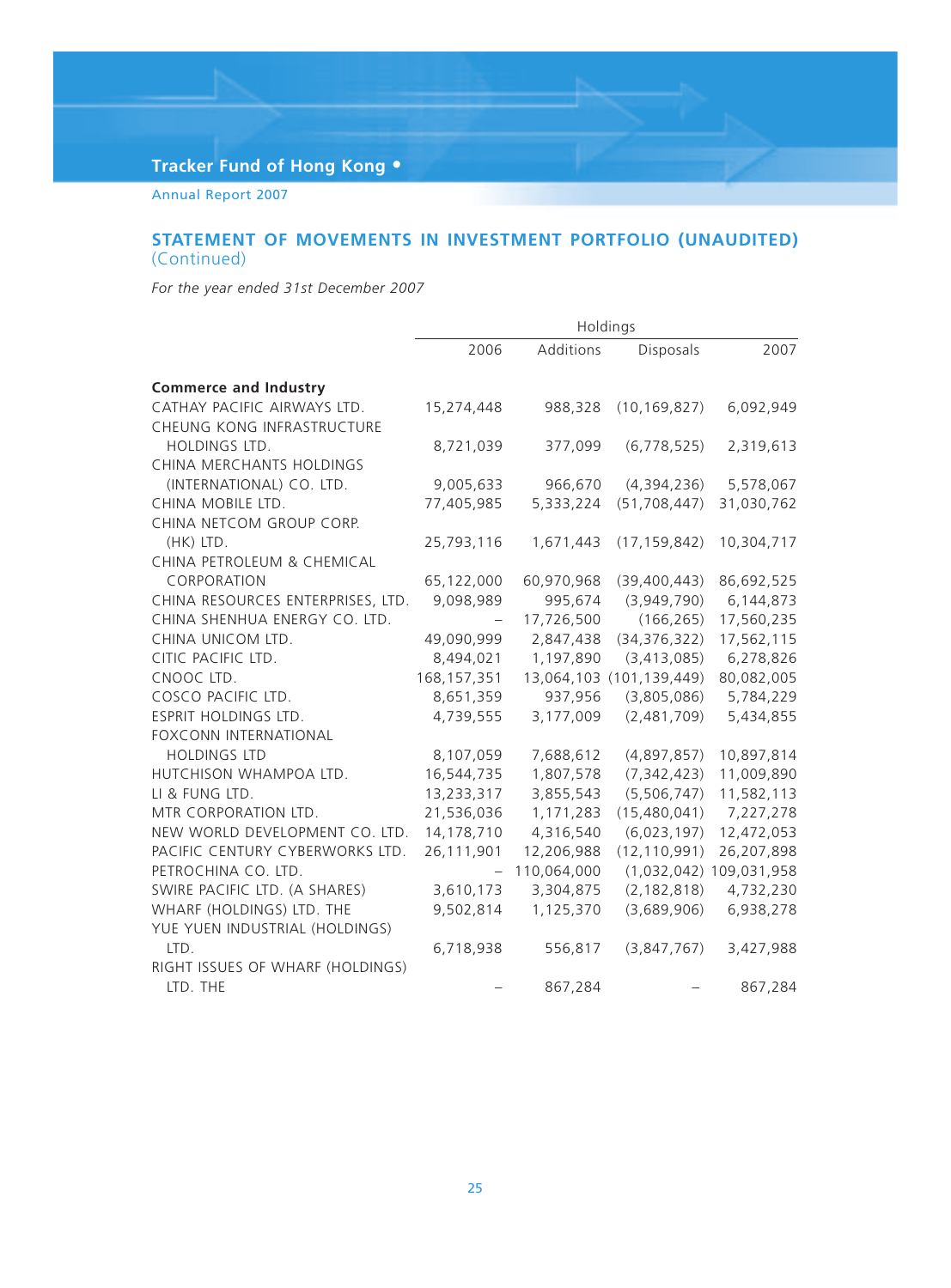## STATEMENT OF MOVEMENTS IN INVESTMENT PORTFOLIO (UNAUDITED) (Continued)

*For the year ended 31st December 2007*

| | Holdings | | | |
|---|---|---|---|---|
| | 2006 | Additions | Disposals | 2007 |
| **Commerce and Industry** | | | | |
| CATHAY PACIFIC AIRWAYS LTD. | 15,274,448 | 988,328 | (10,169,827) | 6,092,949 |
| CHEUNG KONG INFRASTRUCTURE HOLDINGS LTD. | 8,721,039 | 377,099 | (6,778,525) | 2,319,613 |
| CHINA MERCHANTS HOLDINGS (INTERNATIONAL) CO. LTD. | 9,005,633 | 966,670 | (4,394,236) | 5,578,067 |
| CHINA MOBILE LTD. | 77,405,985 | 5,333,224 | (51,708,447) | 31,030,762 |
| CHINA NETCOM GROUP CORP. (HK) LTD. | 25,793,116 | 1,671,443 | (17,159,842) | 10,304,717 |
| CHINA PETROLEUM & CHEMICAL CORPORATION | 65,122,000 | 60,970,968 | (39,400,443) | 86,692,525 |
| CHINA RESOURCES ENTERPRISES, LTD. | 9,098,989 | 995,674 | (3,949,790) | 6,144,873 |
| CHINA SHENHUA ENERGY CO. LTD. | – | 17,726,500 | (166,265) | 17,560,235 |
| CHINA UNICOM LTD. | 49,090,999 | 2,847,438 | (34,376,322) | 17,562,115 |
| CITIC PACIFIC LTD. | 8,494,021 | 1,197,890 | (3,413,085) | 6,278,826 |
| CNOOC LTD. | 168,157,351 | 13,064,103 | (101,139,449) | 80,082,005 |
| COSCO PACIFIC LTD. | 8,651,359 | 937,956 | (3,805,086) | 5,784,229 |
| ESPRIT HOLDINGS LTD. | 4,739,555 | 3,177,009 | (2,481,709) | 5,434,855 |
| FOXCONN INTERNATIONAL HOLDINGS LTD | 8,107,059 | 7,688,612 | (4,897,857) | 10,897,814 |
| HUTCHISON WHAMPOA LTD. | 16,544,735 | 1,807,578 | (7,342,423) | 11,009,890 |
| LI & FUNG LTD. | 13,233,317 | 3,855,543 | (5,506,747) | 11,582,113 |
| MTR CORPORATION LTD. | 21,536,036 | 1,171,283 | (15,480,041) | 7,227,278 |
| NEW WORLD DEVELOPMENT CO. LTD. | 14,178,710 | 4,316,540 | (6,023,197) | 12,472,053 |
| PACIFIC CENTURY CYBERWORKS LTD. | 26,111,901 | 12,206,988 | (12,110,991) | 26,207,898 |
| PETROCHINA CO. LTD. | – | 110,064,000 | (1,032,042) | 109,031,958 |
| SWIRE PACIFIC LTD. (A SHARES) | 3,610,173 | 3,304,875 | (2,182,818) | 4,732,230 |
| WHARF (HOLDINGS) LTD. THE | 9,502,814 | 1,125,370 | (3,689,906) | 6,938,278 |
| YUE YUEN INDUSTRIAL (HOLDINGS) LTD. | 6,718,938 | 556,817 | (3,847,767) | 3,427,988 |
| RIGHT ISSUES OF WHARF (HOLDINGS) LTD. THE | – | 867,284 | – | 867,284 |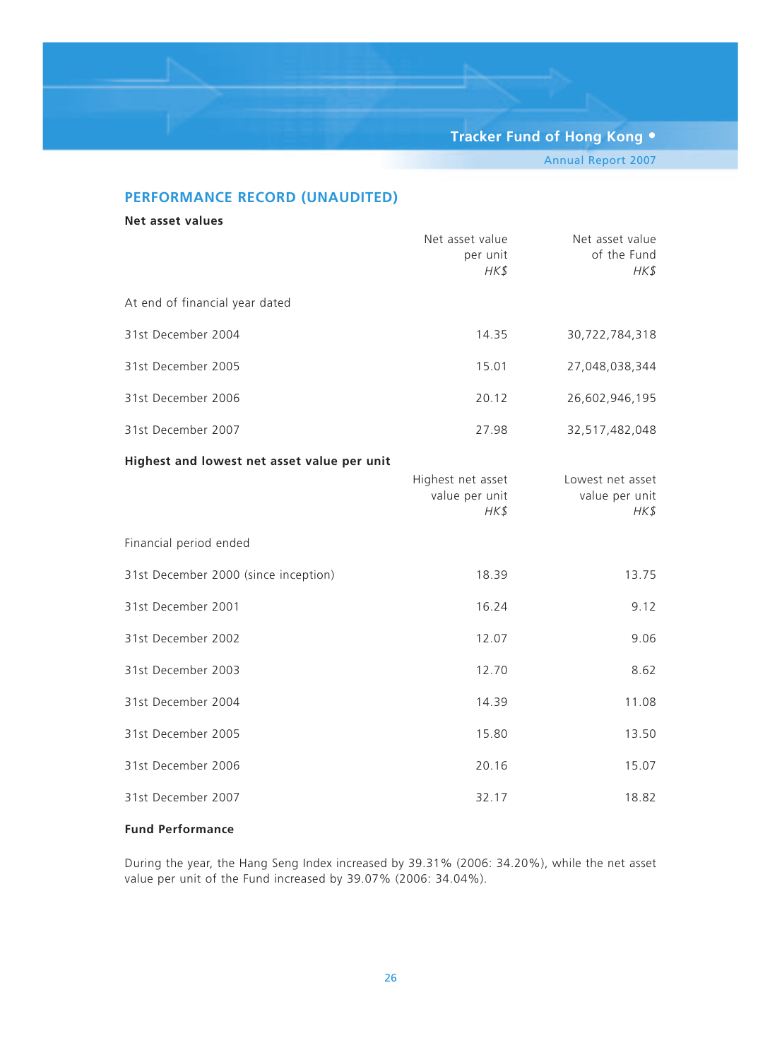## PERFORMANCE RECORD (UNAUDITED)

### Net asset values

| | Net asset value per unit *HK$* | Net asset value of the Fund *HK$* |
|---|---:|---:|
| At end of financial year dated | | |
| 31st December 2004 | 14.35 | 30,722,784,318 |
| 31st December 2005 | 15.01 | 27,048,038,344 |
| 31st December 2006 | 20.12 | 26,602,946,195 |
| 31st December 2007 | 27.98 | 32,517,482,048 |

### Highest and lowest net asset value per unit

| | Highest net asset value per unit *HK$* | Lowest net asset value per unit *HK$* |
|---|---:|---:|
| Financial period ended | | |
| 31st December 2000 (since inception) | 18.39 | 13.75 |
| 31st December 2001 | 16.24 | 9.12 |
| 31st December 2002 | 12.07 | 9.06 |
| 31st December 2003 | 12.70 | 8.62 |
| 31st December 2004 | 14.39 | 11.08 |
| 31st December 2005 | 15.80 | 13.50 |
| 31st December 2006 | 20.16 | 15.07 |
| 31st December 2007 | 32.17 | 18.82 |

### Fund Performance

During the year, the Hang Seng Index increased by 39.31% (2006: 34.20%), while the net asset value per unit of the Fund increased by 39.07% (2006: 34.04%).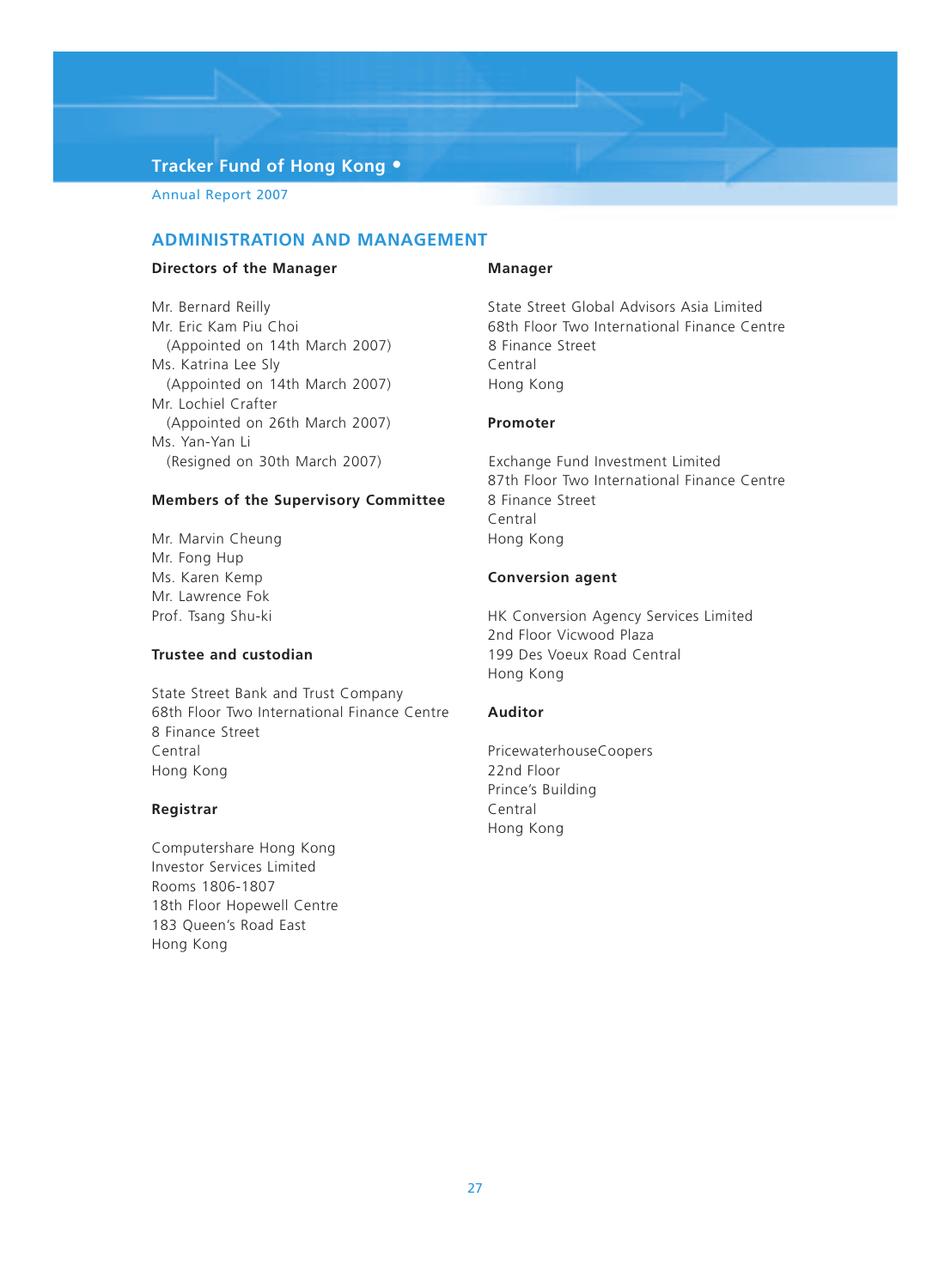## ADMINISTRATION AND MANAGEMENT

### Directors of the Manager

Mr. Bernard Reilly
Mr. Eric Kam Piu Choi
(Appointed on 14th March 2007)
Ms. Katrina Lee Sly
(Appointed on 14th March 2007)
Mr. Lochiel Crafter
(Appointed on 26th March 2007)
Ms. Yan-Yan Li
(Resigned on 30th March 2007)

### Members of the Supervisory Committee

Mr. Marvin Cheung
Mr. Fong Hup
Ms. Karen Kemp
Mr. Lawrence Fok
Prof. Tsang Shu-ki

### Trustee and custodian

State Street Bank and Trust Company
68th Floor Two International Finance Centre
8 Finance Street
Central
Hong Kong

### Registrar

Computershare Hong Kong
Investor Services Limited
Rooms 1806-1807
18th Floor Hopewell Centre
183 Queen's Road East
Hong Kong

### Manager

State Street Global Advisors Asia Limited
68th Floor Two International Finance Centre
8 Finance Street
Central
Hong Kong

### Promoter

Exchange Fund Investment Limited
87th Floor Two International Finance Centre
8 Finance Street
Central
Hong Kong

### Conversion agent

HK Conversion Agency Services Limited
2nd Floor Vicwood Plaza
199 Des Voeux Road Central
Hong Kong

### Auditor

PricewaterhouseCoopers
22nd Floor
Prince's Building
Central
Hong Kong